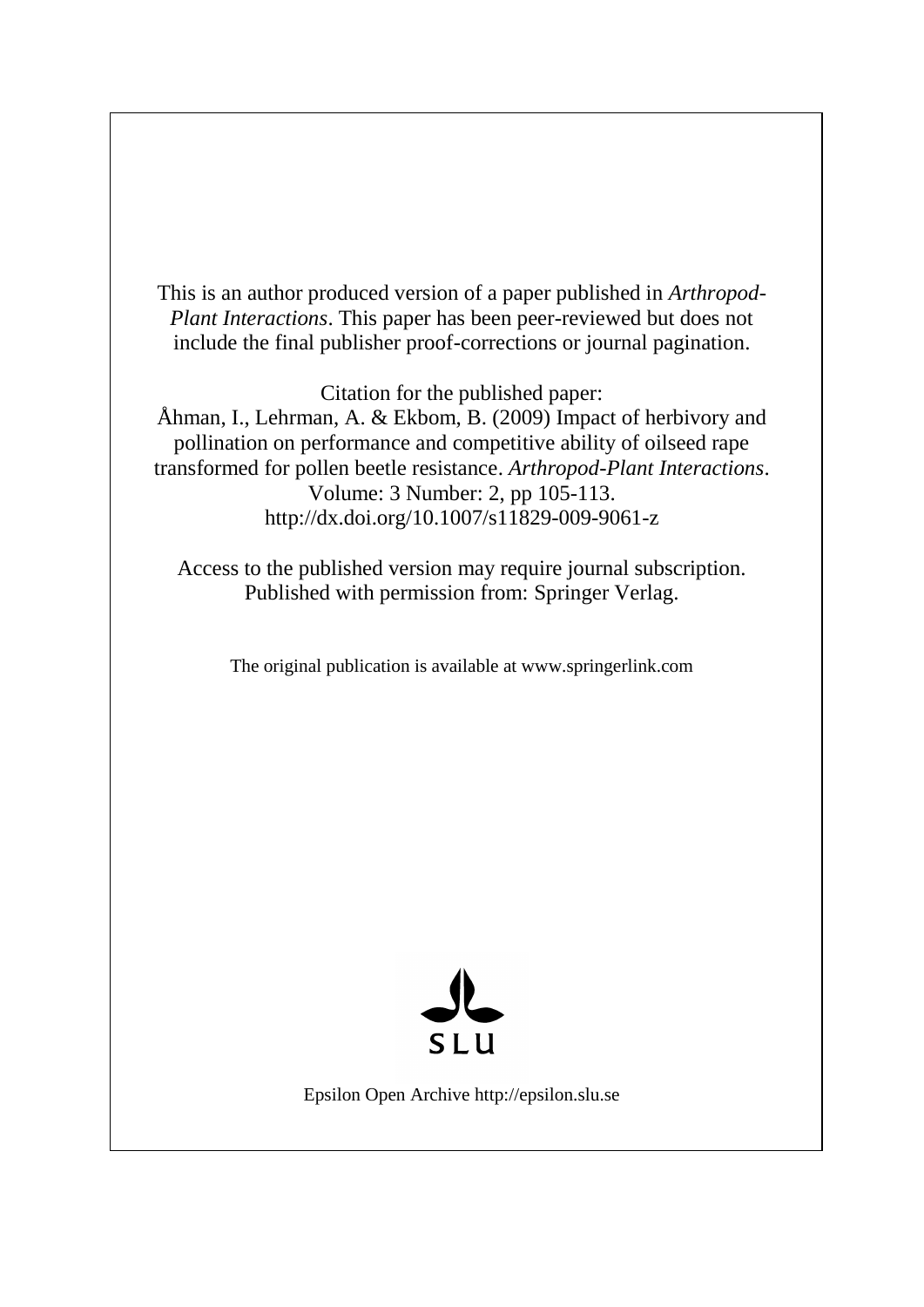This is an author produced version of a paper published in *Arthropod-Plant Interactions*. This paper has been peer-reviewed but does not include the final publisher proof-corrections or journal pagination.

Citation for the published paper:
Åhman, I., Lehrman, A. & Ekbom, B. (2009) Impact of herbivory and pollination on performance and competitive ability of oilseed rape transformed for pollen beetle resistance. *Arthropod-Plant Interactions*. Volume: 3 Number: 2, pp 105-113.
http://dx.doi.org/10.1007/s11829-009-9061-z

Access to the published version may require journal subscription.
Published with permission from: Springer Verlag.

The original publication is available at www.springerlink.com

SLU

Epsilon Open Archive http://epsilon.slu.se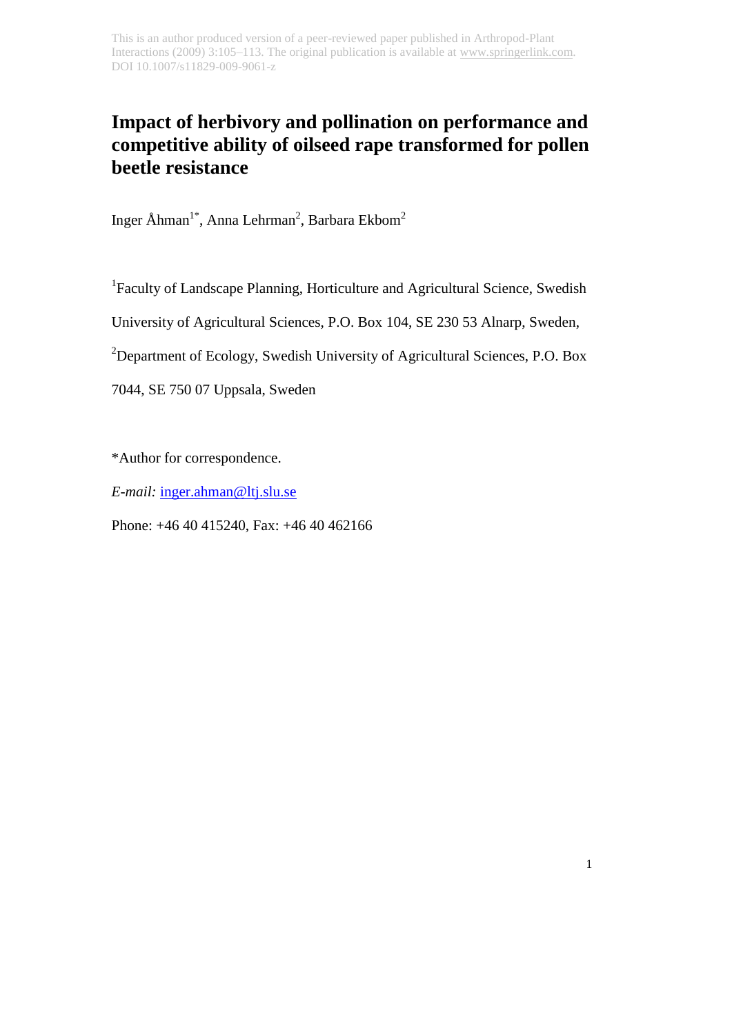This is an author produced version of a peer-reviewed paper published in Arthropod-Plant Interactions (2009) 3:105–113. The original publication is available at www.springerlink.com. DOI 10.1007/s11829-009-9061-z

# Impact of herbivory and pollination on performance and competitive ability of oilseed rape transformed for pollen beetle resistance

Inger Åhman[1*], Anna Lehrman[2], Barbara Ekbom[2]

[1]Faculty of Landscape Planning, Horticulture and Agricultural Science, Swedish University of Agricultural Sciences, P.O. Box 104, SE 230 53 Alnarp, Sweden,

[2]Department of Ecology, Swedish University of Agricultural Sciences, P.O. Box 7044, SE 750 07 Uppsala, Sweden

*Author for correspondence.

*E-mail:* inger.ahman@ltj.slu.se

Phone: +46 40 415240, Fax: +46 40 462166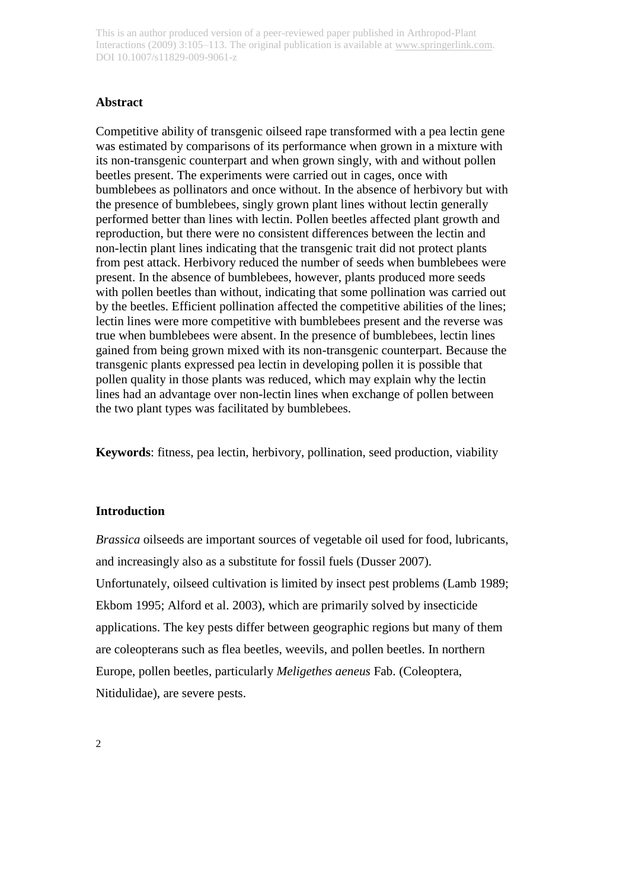## Abstract

Competitive ability of transgenic oilseed rape transformed with a pea lectin gene was estimated by comparisons of its performance when grown in a mixture with its non-transgenic counterpart and when grown singly, with and without pollen beetles present. The experiments were carried out in cages, once with bumblebees as pollinators and once without. In the absence of herbivory but with the presence of bumblebees, singly grown plant lines without lectin generally performed better than lines with lectin. Pollen beetles affected plant growth and reproduction, but there were no consistent differences between the lectin and non-lectin plant lines indicating that the transgenic trait did not protect plants from pest attack. Herbivory reduced the number of seeds when bumblebees were present. In the absence of bumblebees, however, plants produced more seeds with pollen beetles than without, indicating that some pollination was carried out by the beetles. Efficient pollination affected the competitive abilities of the lines; lectin lines were more competitive with bumblebees present and the reverse was true when bumblebees were absent. In the presence of bumblebees, lectin lines gained from being grown mixed with its non-transgenic counterpart. Because the transgenic plants expressed pea lectin in developing pollen it is possible that pollen quality in those plants was reduced, which may explain why the lectin lines had an advantage over non-lectin lines when exchange of pollen between the two plant types was facilitated by bumblebees.

**Keywords**: fitness, pea lectin, herbivory, pollination, seed production, viability

## Introduction

*Brassica* oilseeds are important sources of vegetable oil used for food, lubricants, and increasingly also as a substitute for fossil fuels (Dusser 2007). Unfortunately, oilseed cultivation is limited by insect pest problems (Lamb 1989; Ekbom 1995; Alford et al. 2003), which are primarily solved by insecticide applications. The key pests differ between geographic regions but many of them are coleopterans such as flea beetles, weevils, and pollen beetles. In northern Europe, pollen beetles, particularly *Meligethes aeneus* Fab. (Coleoptera, Nitidulidae), are severe pests.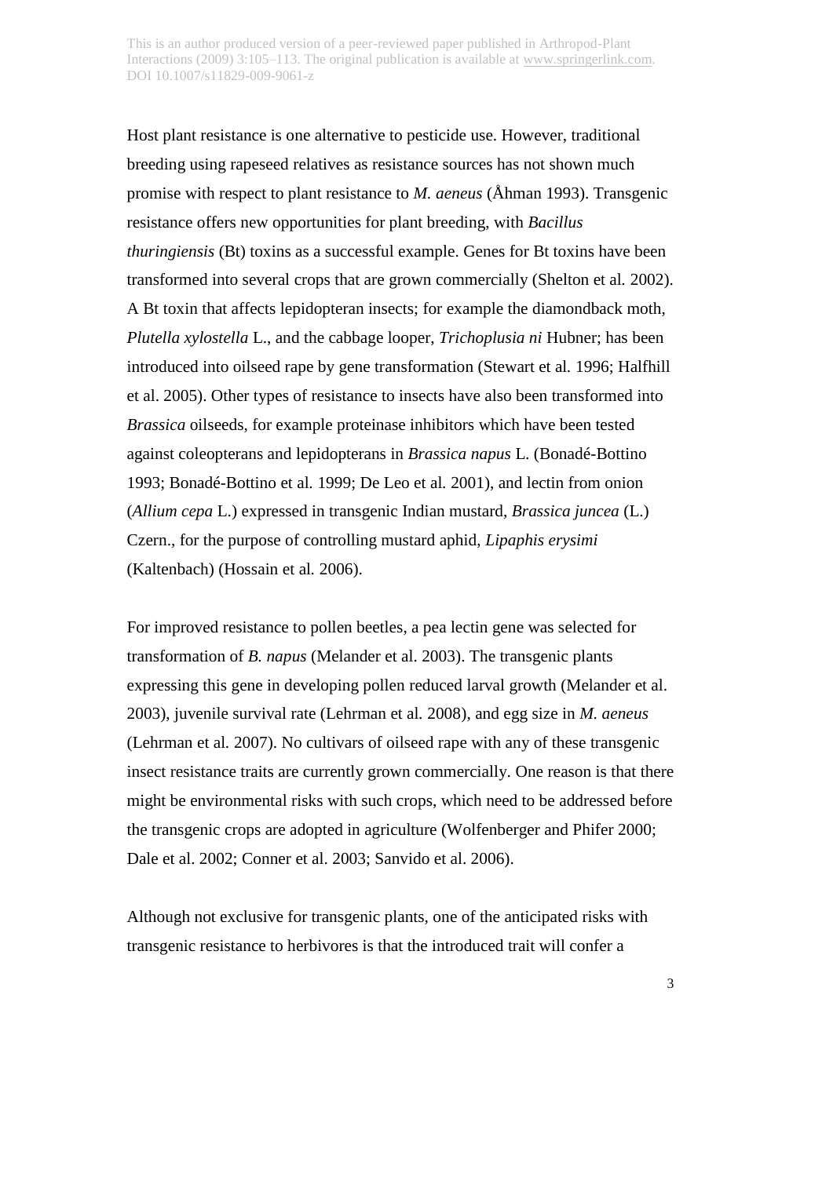Host plant resistance is one alternative to pesticide use. However, traditional breeding using rapeseed relatives as resistance sources has not shown much promise with respect to plant resistance to *M. aeneus* (Åhman 1993). Transgenic resistance offers new opportunities for plant breeding, with *Bacillus thuringiensis* (Bt) toxins as a successful example. Genes for Bt toxins have been transformed into several crops that are grown commercially (Shelton et al. 2002). A Bt toxin that affects lepidopteran insects; for example the diamondback moth, *Plutella xylostella* L., and the cabbage looper, *Trichoplusia ni* Hubner; has been introduced into oilseed rape by gene transformation (Stewart et al. 1996; Halfhill et al. 2005). Other types of resistance to insects have also been transformed into *Brassica* oilseeds, for example proteinase inhibitors which have been tested against coleopterans and lepidopterans in *Brassica napus* L. (Bonadé-Bottino 1993; Bonadé-Bottino et al. 1999; De Leo et al. 2001), and lectin from onion (*Allium cepa* L.) expressed in transgenic Indian mustard, *Brassica juncea* (L.) Czern., for the purpose of controlling mustard aphid, *Lipaphis erysimi* (Kaltenbach) (Hossain et al. 2006).

For improved resistance to pollen beetles, a pea lectin gene was selected for transformation of *B. napus* (Melander et al. 2003). The transgenic plants expressing this gene in developing pollen reduced larval growth (Melander et al. 2003), juvenile survival rate (Lehrman et al. 2008), and egg size in *M. aeneus* (Lehrman et al. 2007). No cultivars of oilseed rape with any of these transgenic insect resistance traits are currently grown commercially. One reason is that there might be environmental risks with such crops, which need to be addressed before the transgenic crops are adopted in agriculture (Wolfenberger and Phifer 2000; Dale et al. 2002; Conner et al. 2003; Sanvido et al. 2006).

Although not exclusive for transgenic plants, one of the anticipated risks with transgenic resistance to herbivores is that the introduced trait will confer a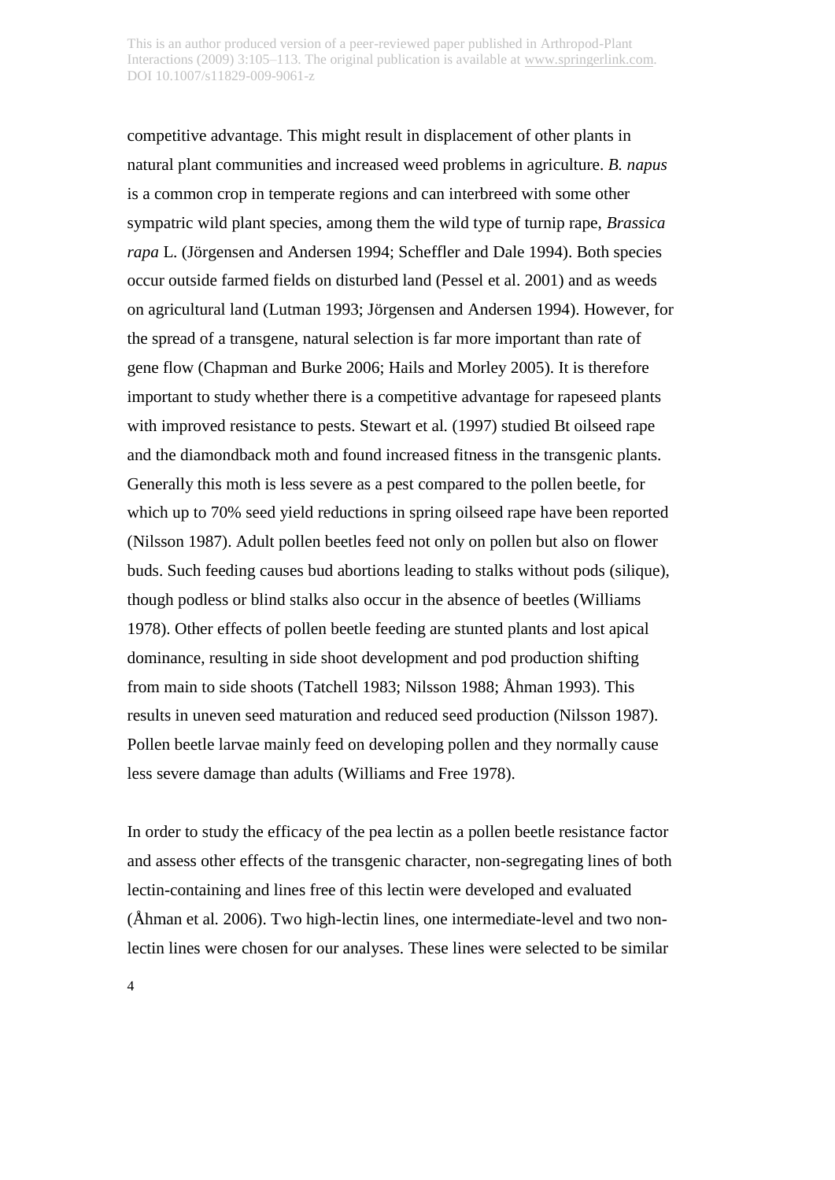competitive advantage. This might result in displacement of other plants in natural plant communities and increased weed problems in agriculture. *B. napus* is a common crop in temperate regions and can interbreed with some other sympatric wild plant species, among them the wild type of turnip rape, *Brassica rapa* L. (Jörgensen and Andersen 1994; Scheffler and Dale 1994). Both species occur outside farmed fields on disturbed land (Pessel et al. 2001) and as weeds on agricultural land (Lutman 1993; Jörgensen and Andersen 1994). However, for the spread of a transgene, natural selection is far more important than rate of gene flow (Chapman and Burke 2006; Hails and Morley 2005). It is therefore important to study whether there is a competitive advantage for rapeseed plants with improved resistance to pests. Stewart et al. (1997) studied Bt oilseed rape and the diamondback moth and found increased fitness in the transgenic plants. Generally this moth is less severe as a pest compared to the pollen beetle, for which up to 70% seed yield reductions in spring oilseed rape have been reported (Nilsson 1987). Adult pollen beetles feed not only on pollen but also on flower buds. Such feeding causes bud abortions leading to stalks without pods (silique), though podless or blind stalks also occur in the absence of beetles (Williams 1978). Other effects of pollen beetle feeding are stunted plants and lost apical dominance, resulting in side shoot development and pod production shifting from main to side shoots (Tatchell 1983; Nilsson 1988; Åhman 1993). This results in uneven seed maturation and reduced seed production (Nilsson 1987). Pollen beetle larvae mainly feed on developing pollen and they normally cause less severe damage than adults (Williams and Free 1978).

In order to study the efficacy of the pea lectin as a pollen beetle resistance factor and assess other effects of the transgenic character, non-segregating lines of both lectin-containing and lines free of this lectin were developed and evaluated (Åhman et al. 2006). Two high-lectin lines, one intermediate-level and two non-lectin lines were chosen for our analyses. These lines were selected to be similar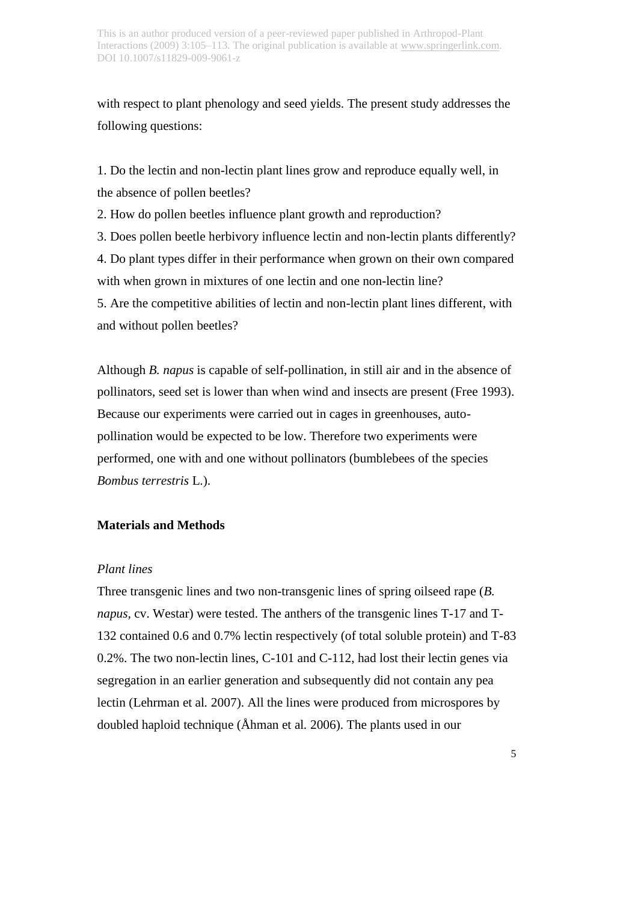with respect to plant phenology and seed yields. The present study addresses the following questions:

1. Do the lectin and non-lectin plant lines grow and reproduce equally well, in the absence of pollen beetles?
2. How do pollen beetles influence plant growth and reproduction?
3. Does pollen beetle herbivory influence lectin and non-lectin plants differently?
4. Do plant types differ in their performance when grown on their own compared with when grown in mixtures of one lectin and one non-lectin line?
5. Are the competitive abilities of lectin and non-lectin plant lines different, with and without pollen beetles?

Although *B. napus* is capable of self-pollination, in still air and in the absence of pollinators, seed set is lower than when wind and insects are present (Free 1993). Because our experiments were carried out in cages in greenhouses, auto-pollination would be expected to be low. Therefore two experiments were performed, one with and one without pollinators (bumblebees of the species *Bombus terrestris* L.).

## Materials and Methods

### *Plant lines*

Three transgenic lines and two non-transgenic lines of spring oilseed rape (*B. napus*, cv. Westar) were tested. The anthers of the transgenic lines T-17 and T-132 contained 0.6 and 0.7% lectin respectively (of total soluble protein) and T-83 0.2%. The two non-lectin lines, C-101 and C-112, had lost their lectin genes via segregation in an earlier generation and subsequently did not contain any pea lectin (Lehrman et al. 2007). All the lines were produced from microspores by doubled haploid technique (Åhman et al. 2006). The plants used in our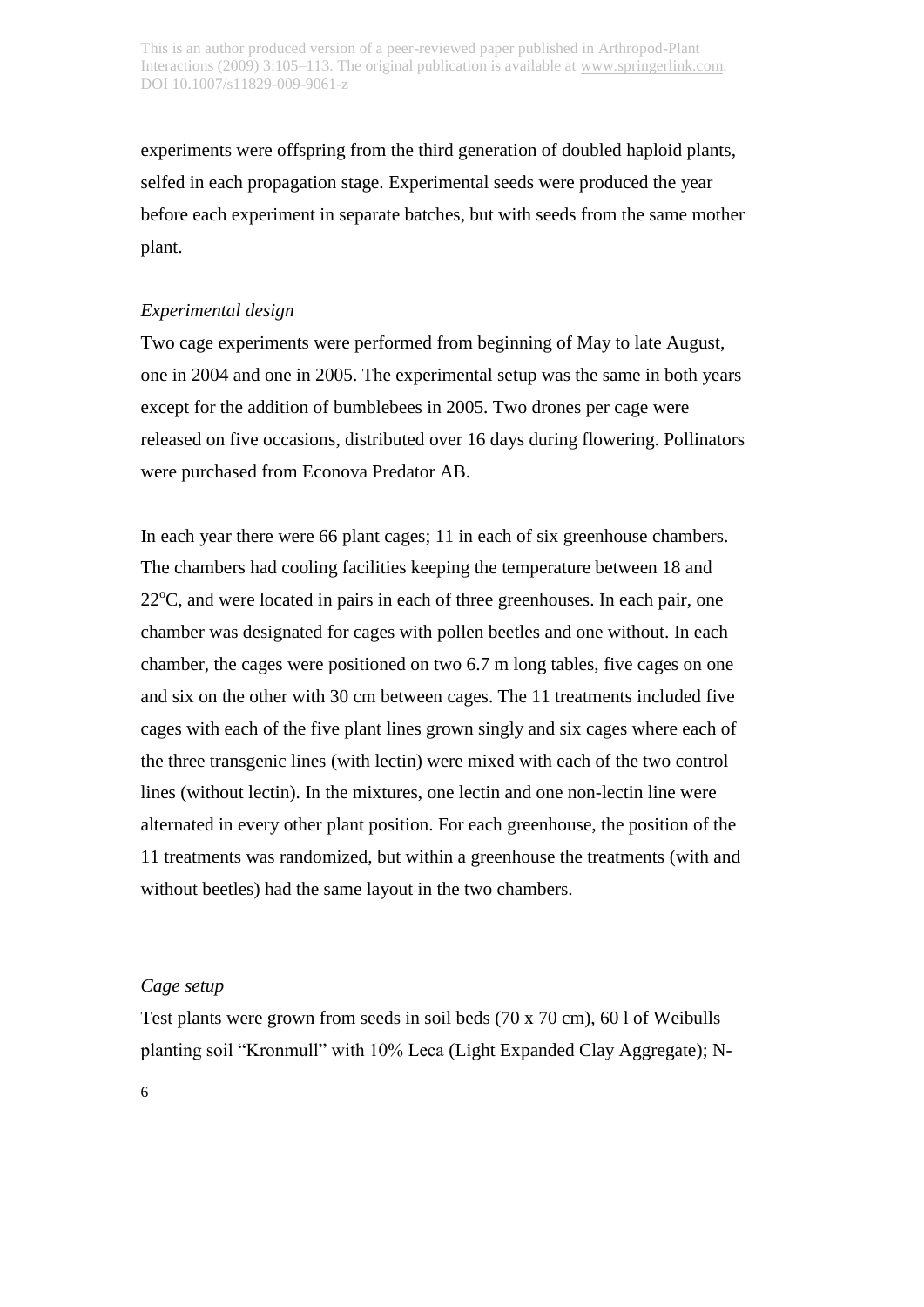experiments were offspring from the third generation of doubled haploid plants, selfed in each propagation stage. Experimental seeds were produced the year before each experiment in separate batches, but with seeds from the same mother plant.

*Experimental design*

Two cage experiments were performed from beginning of May to late August, one in 2004 and one in 2005. The experimental setup was the same in both years except for the addition of bumblebees in 2005. Two drones per cage were released on five occasions, distributed over 16 days during flowering. Pollinators were purchased from Econova Predator AB.

In each year there were 66 plant cages; 11 in each of six greenhouse chambers. The chambers had cooling facilities keeping the temperature between 18 and 22$^{o}$C, and were located in pairs in each of three greenhouses. In each pair, one chamber was designated for cages with pollen beetles and one without. In each chamber, the cages were positioned on two 6.7 m long tables, five cages on one and six on the other with 30 cm between cages. The 11 treatments included five cages with each of the five plant lines grown singly and six cages where each of the three transgenic lines (with lectin) were mixed with each of the two control lines (without lectin). In the mixtures, one lectin and one non-lectin line were alternated in every other plant position. For each greenhouse, the position of the 11 treatments was randomized, but within a greenhouse the treatments (with and without beetles) had the same layout in the two chambers.

*Cage setup*

Test plants were grown from seeds in soil beds (70 x 70 cm), 60 l of Weibulls planting soil "Kronmull" with 10% Leca (Light Expanded Clay Aggregate); N-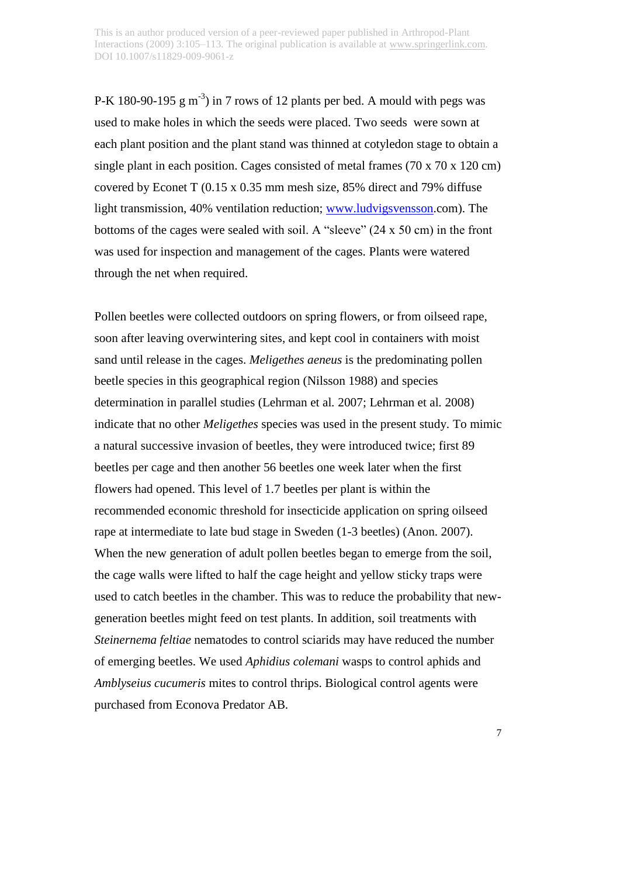P-K 180-90-195 g m$^{-3}$) in 7 rows of 12 plants per bed. A mould with pegs was used to make holes in which the seeds were placed. Two seeds were sown at each plant position and the plant stand was thinned at cotyledon stage to obtain a single plant in each position. Cages consisted of metal frames (70 x 70 x 120 cm) covered by Econet T (0.15 x 0.35 mm mesh size, 85% direct and 79% diffuse light transmission, 40% ventilation reduction; www.ludvigsvensson.com). The bottoms of the cages were sealed with soil. A "sleeve" (24 x 50 cm) in the front was used for inspection and management of the cages. Plants were watered through the net when required.

Pollen beetles were collected outdoors on spring flowers, or from oilseed rape, soon after leaving overwintering sites, and kept cool in containers with moist sand until release in the cages. *Meligethes aeneus* is the predominating pollen beetle species in this geographical region (Nilsson 1988) and species determination in parallel studies (Lehrman et al. 2007; Lehrman et al. 2008) indicate that no other *Meligethes* species was used in the present study. To mimic a natural successive invasion of beetles, they were introduced twice; first 89 beetles per cage and then another 56 beetles one week later when the first flowers had opened. This level of 1.7 beetles per plant is within the recommended economic threshold for insecticide application on spring oilseed rape at intermediate to late bud stage in Sweden (1-3 beetles) (Anon. 2007). When the new generation of adult pollen beetles began to emerge from the soil, the cage walls were lifted to half the cage height and yellow sticky traps were used to catch beetles in the chamber. This was to reduce the probability that new-generation beetles might feed on test plants. In addition, soil treatments with *Steinernema feltiae* nematodes to control sciarids may have reduced the number of emerging beetles. We used *Aphidius colemani* wasps to control aphids and *Amblyseius cucumeris* mites to control thrips. Biological control agents were purchased from Econova Predator AB.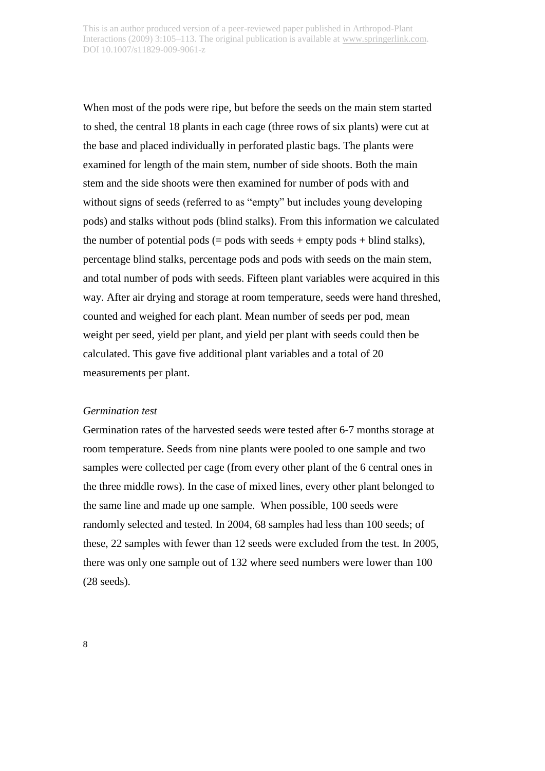When most of the pods were ripe, but before the seeds on the main stem started to shed, the central 18 plants in each cage (three rows of six plants) were cut at the base and placed individually in perforated plastic bags. The plants were examined for length of the main stem, number of side shoots. Both the main stem and the side shoots were then examined for number of pods with and without signs of seeds (referred to as "empty" but includes young developing pods) and stalks without pods (blind stalks). From this information we calculated the number of potential pods (= pods with seeds + empty pods + blind stalks), percentage blind stalks, percentage pods and pods with seeds on the main stem, and total number of pods with seeds. Fifteen plant variables were acquired in this way. After air drying and storage at room temperature, seeds were hand threshed, counted and weighed for each plant. Mean number of seeds per pod, mean weight per seed, yield per plant, and yield per plant with seeds could then be calculated. This gave five additional plant variables and a total of 20 measurements per plant.

*Germination test*

Germination rates of the harvested seeds were tested after 6-7 months storage at room temperature. Seeds from nine plants were pooled to one sample and two samples were collected per cage (from every other plant of the 6 central ones in the three middle rows). In the case of mixed lines, every other plant belonged to the same line and made up one sample. When possible, 100 seeds were randomly selected and tested. In 2004, 68 samples had less than 100 seeds; of these, 22 samples with fewer than 12 seeds were excluded from the test. In 2005, there was only one sample out of 132 where seed numbers were lower than 100 (28 seeds).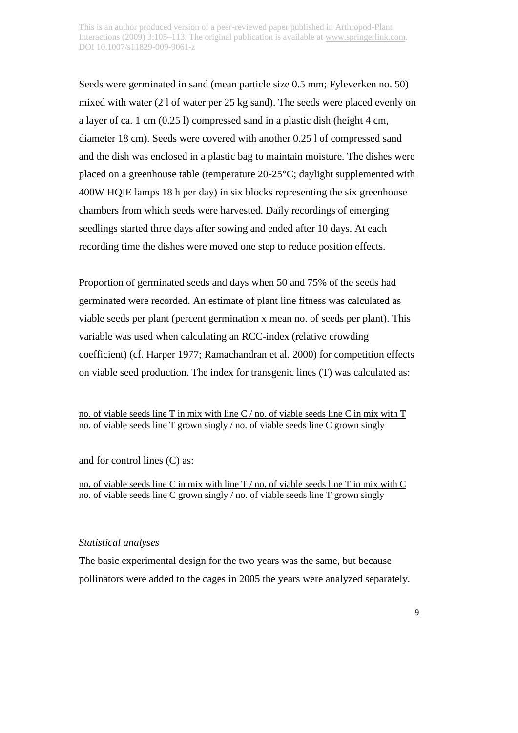Seeds were germinated in sand (mean particle size 0.5 mm; Fyleverken no. 50) mixed with water (2 l of water per 25 kg sand). The seeds were placed evenly on a layer of ca. 1 cm (0.25 l) compressed sand in a plastic dish (height 4 cm, diameter 18 cm). Seeds were covered with another 0.25 l of compressed sand and the dish was enclosed in a plastic bag to maintain moisture. The dishes were placed on a greenhouse table (temperature 20-25°C; daylight supplemented with 400W HQIE lamps 18 h per day) in six blocks representing the six greenhouse chambers from which seeds were harvested. Daily recordings of emerging seedlings started three days after sowing and ended after 10 days. At each recording time the dishes were moved one step to reduce position effects.

Proportion of germinated seeds and days when 50 and 75% of the seeds had germinated were recorded. An estimate of plant line fitness was calculated as viable seeds per plant (percent germination x mean no. of seeds per plant). This variable was used when calculating an RCC-index (relative crowding coefficient) (cf. Harper 1977; Ramachandran et al. 2000) for competition effects on viable seed production. The index for transgenic lines (T) was calculated as:

$$\frac{\text{no. of viable seeds line T in mix with line C / no. of viable seeds line C in mix with T}}{\text{no. of viable seeds line T grown singly / no. of viable seeds line C grown singly}}$$

and for control lines (C) as:

$$\frac{\text{no. of viable seeds line C in mix with line T / no. of viable seeds line T in mix with C}}{\text{no. of viable seeds line C grown singly / no. of viable seeds line T grown singly}}$$

*Statistical analyses*

The basic experimental design for the two years was the same, but because pollinators were added to the cages in 2005 the years were analyzed separately.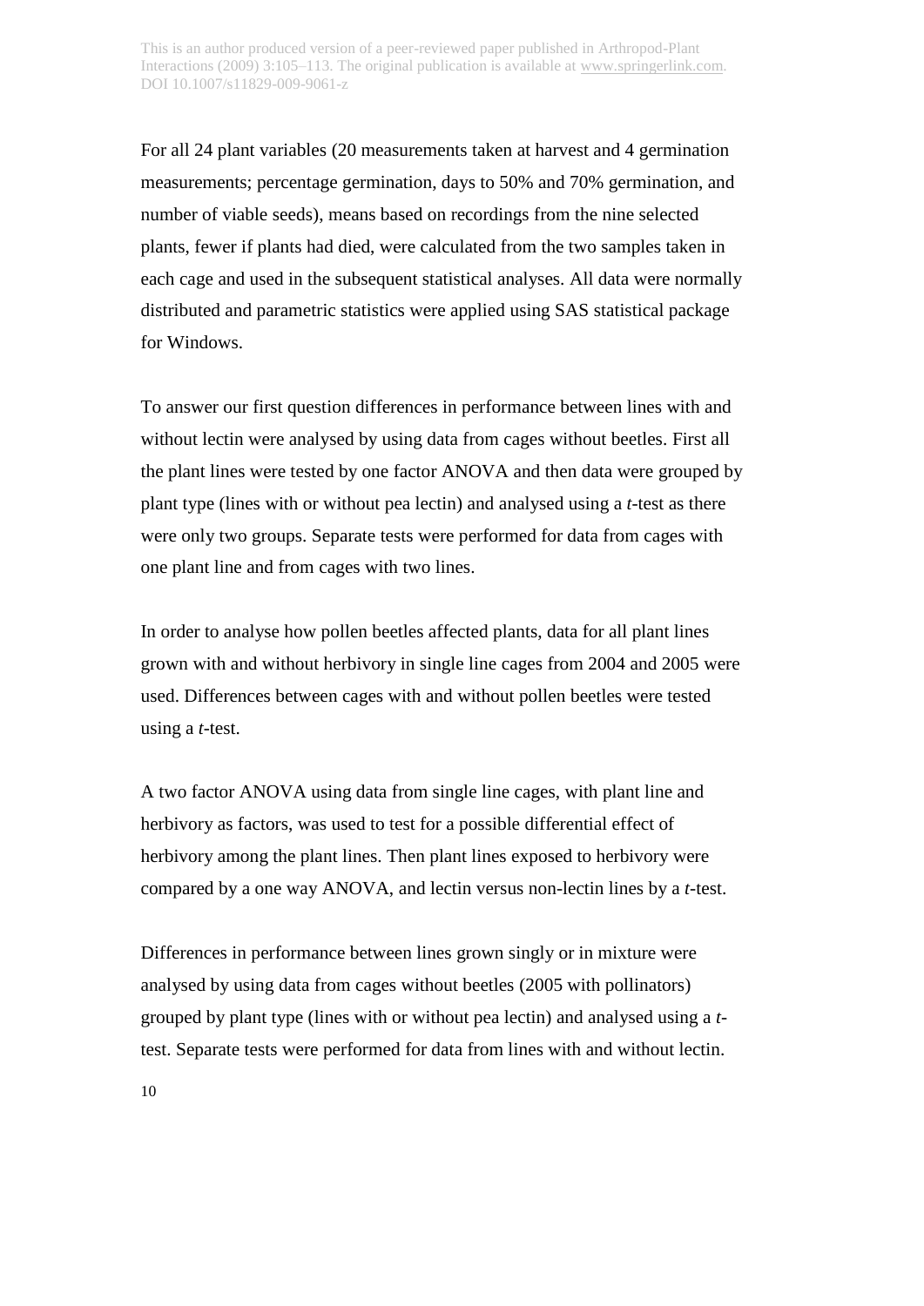For all 24 plant variables (20 measurements taken at harvest and 4 germination measurements; percentage germination, days to 50% and 70% germination, and number of viable seeds), means based on recordings from the nine selected plants, fewer if plants had died, were calculated from the two samples taken in each cage and used in the subsequent statistical analyses. All data were normally distributed and parametric statistics were applied using SAS statistical package for Windows.

To answer our first question differences in performance between lines with and without lectin were analysed by using data from cages without beetles. First all the plant lines were tested by one factor ANOVA and then data were grouped by plant type (lines with or without pea lectin) and analysed using a *t*-test as there were only two groups. Separate tests were performed for data from cages with one plant line and from cages with two lines.

In order to analyse how pollen beetles affected plants, data for all plant lines grown with and without herbivory in single line cages from 2004 and 2005 were used. Differences between cages with and without pollen beetles were tested using a *t*-test.

A two factor ANOVA using data from single line cages, with plant line and herbivory as factors, was used to test for a possible differential effect of herbivory among the plant lines. Then plant lines exposed to herbivory were compared by a one way ANOVA, and lectin versus non-lectin lines by a *t*-test.

Differences in performance between lines grown singly or in mixture were analysed by using data from cages without beetles (2005 with pollinators) grouped by plant type (lines with or without pea lectin) and analysed using a *t*-test. Separate tests were performed for data from lines with and without lectin.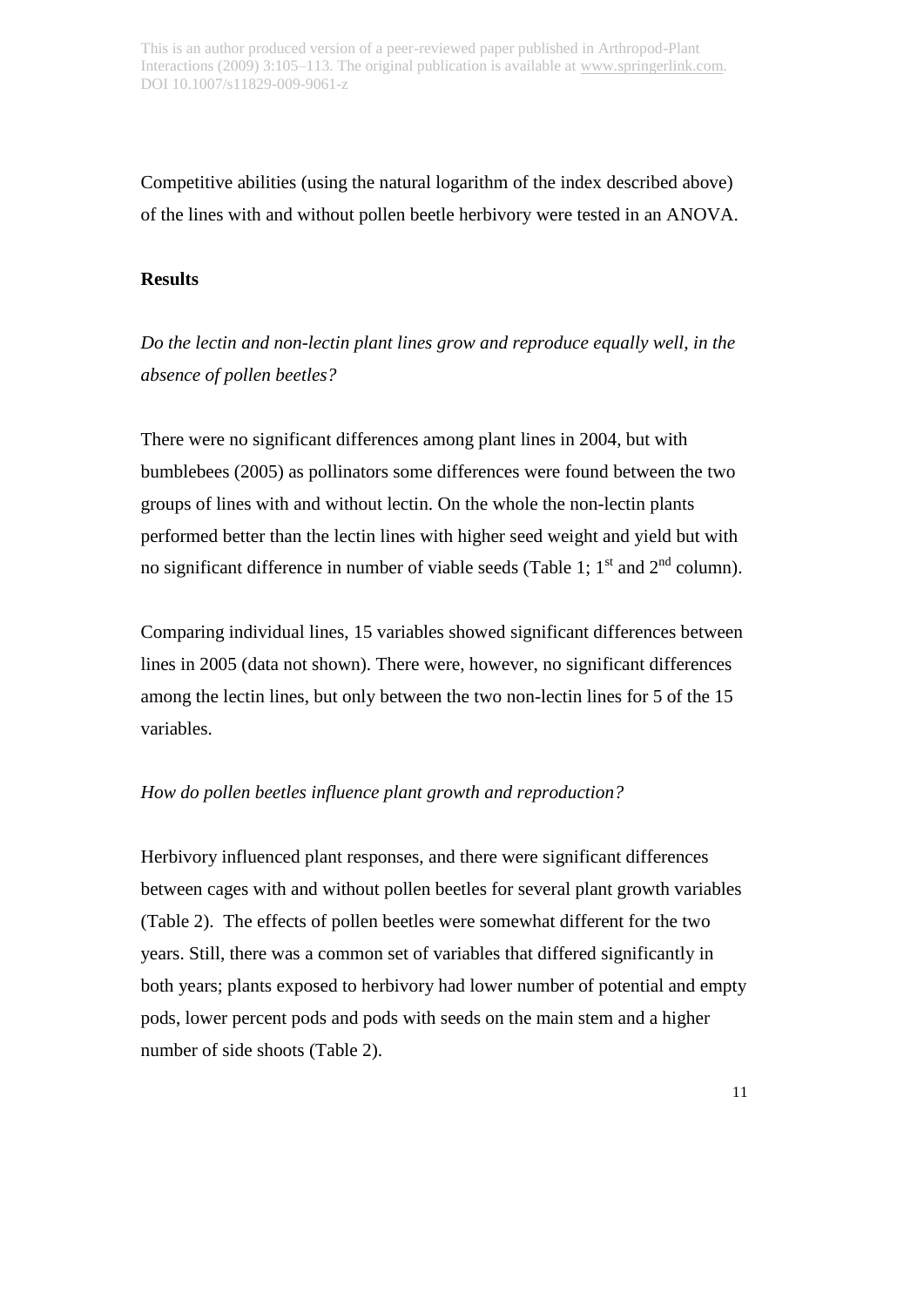Competitive abilities (using the natural logarithm of the index described above) of the lines with and without pollen beetle herbivory were tested in an ANOVA.

## Results

*Do the lectin and non-lectin plant lines grow and reproduce equally well, in the absence of pollen beetles?*

There were no significant differences among plant lines in 2004, but with bumblebees (2005) as pollinators some differences were found between the two groups of lines with and without lectin. On the whole the non-lectin plants performed better than the lectin lines with higher seed weight and yield but with no significant difference in number of viable seeds (Table 1; 1st and 2nd column).

Comparing individual lines, 15 variables showed significant differences between lines in 2005 (data not shown). There were, however, no significant differences among the lectin lines, but only between the two non-lectin lines for 5 of the 15 variables.

*How do pollen beetles influence plant growth and reproduction?*

Herbivory influenced plant responses, and there were significant differences between cages with and without pollen beetles for several plant growth variables (Table 2). The effects of pollen beetles were somewhat different for the two years. Still, there was a common set of variables that differed significantly in both years; plants exposed to herbivory had lower number of potential and empty pods, lower percent pods and pods with seeds on the main stem and a higher number of side shoots (Table 2).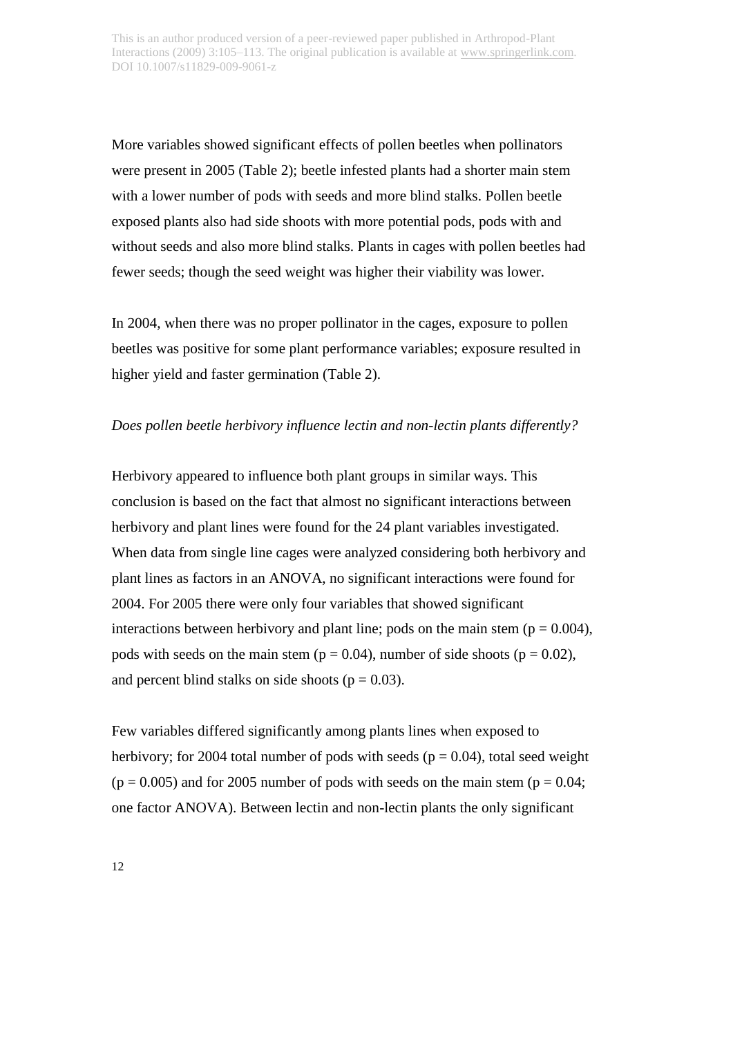More variables showed significant effects of pollen beetles when pollinators were present in 2005 (Table 2); beetle infested plants had a shorter main stem with a lower number of pods with seeds and more blind stalks. Pollen beetle exposed plants also had side shoots with more potential pods, pods with and without seeds and also more blind stalks. Plants in cages with pollen beetles had fewer seeds; though the seed weight was higher their viability was lower.

In 2004, when there was no proper pollinator in the cages, exposure to pollen beetles was positive for some plant performance variables; exposure resulted in higher yield and faster germination (Table 2).

*Does pollen beetle herbivory influence lectin and non-lectin plants differently?*

Herbivory appeared to influence both plant groups in similar ways. This conclusion is based on the fact that almost no significant interactions between herbivory and plant lines were found for the 24 plant variables investigated. When data from single line cages were analyzed considering both herbivory and plant lines as factors in an ANOVA, no significant interactions were found for 2004. For 2005 there were only four variables that showed significant interactions between herbivory and plant line; pods on the main stem ($p = 0.004$), pods with seeds on the main stem ($p = 0.04$), number of side shoots ($p = 0.02$), and percent blind stalks on side shoots ($p = 0.03$).

Few variables differed significantly among plants lines when exposed to herbivory; for 2004 total number of pods with seeds ($p = 0.04$), total seed weight ($p = 0.005$) and for 2005 number of pods with seeds on the main stem ($p = 0.04$; one factor ANOVA). Between lectin and non-lectin plants the only significant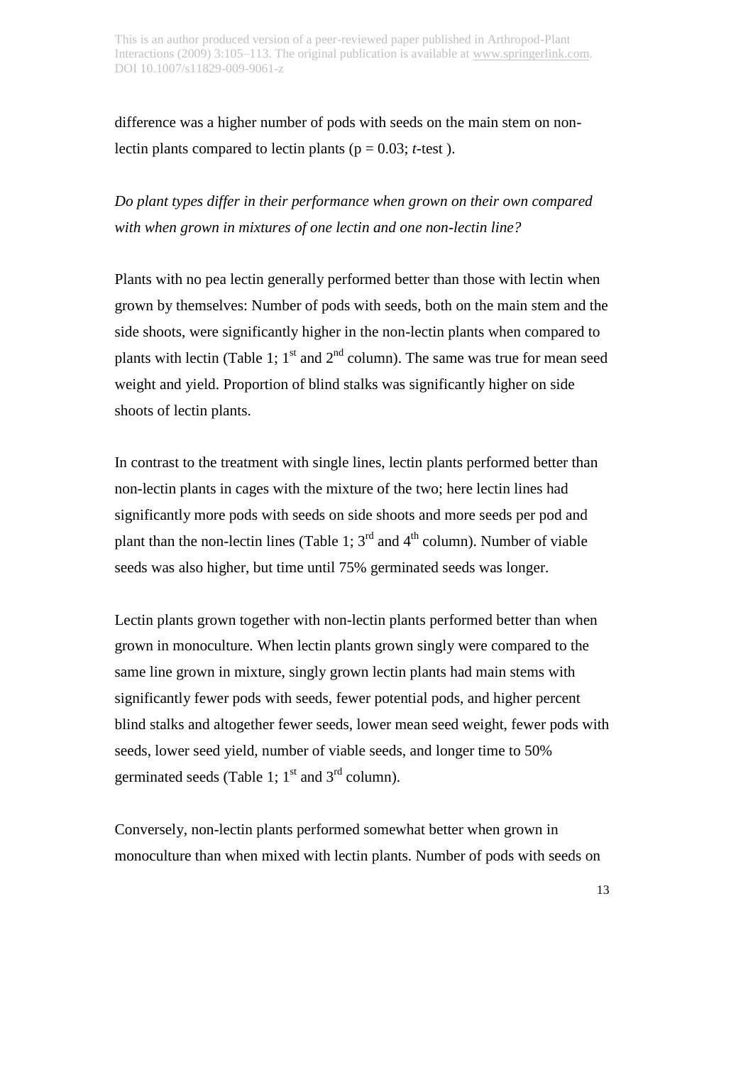difference was a higher number of pods with seeds on the main stem on non-lectin plants compared to lectin plants ($p = 0.03$; *t*-test ).

*Do plant types differ in their performance when grown on their own compared with when grown in mixtures of one lectin and one non-lectin line?*

Plants with no pea lectin generally performed better than those with lectin when grown by themselves: Number of pods with seeds, both on the main stem and the side shoots, were significantly higher in the non-lectin plants when compared to plants with lectin (Table 1; 1st and 2nd column). The same was true for mean seed weight and yield. Proportion of blind stalks was significantly higher on side shoots of lectin plants.

In contrast to the treatment with single lines, lectin plants performed better than non-lectin plants in cages with the mixture of the two; here lectin lines had significantly more pods with seeds on side shoots and more seeds per pod and plant than the non-lectin lines (Table 1; 3rd and 4th column). Number of viable seeds was also higher, but time until 75% germinated seeds was longer.

Lectin plants grown together with non-lectin plants performed better than when grown in monoculture. When lectin plants grown singly were compared to the same line grown in mixture, singly grown lectin plants had main stems with significantly fewer pods with seeds, fewer potential pods, and higher percent blind stalks and altogether fewer seeds, lower mean seed weight, fewer pods with seeds, lower seed yield, number of viable seeds, and longer time to 50% germinated seeds (Table 1; 1st and 3rd column).

Conversely, non-lectin plants performed somewhat better when grown in monoculture than when mixed with lectin plants. Number of pods with seeds on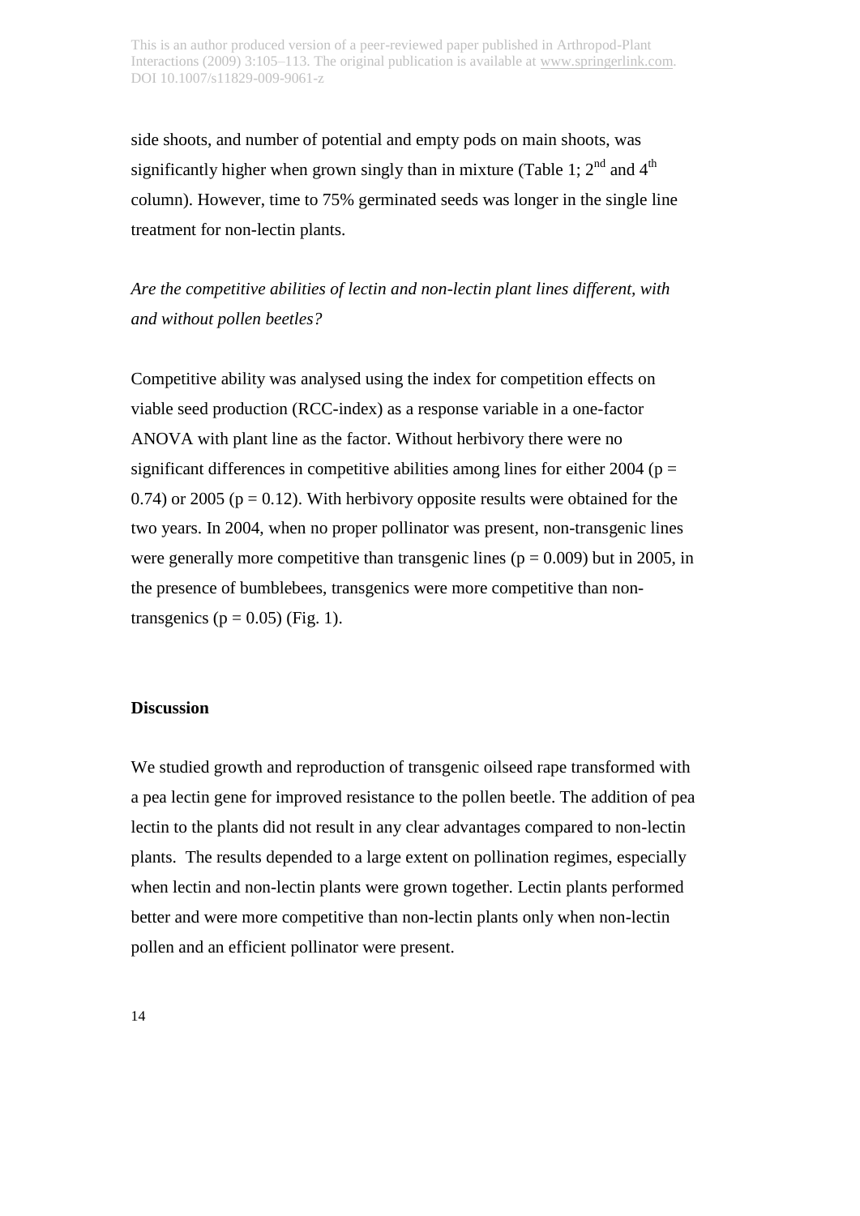side shoots, and number of potential and empty pods on main shoots, was significantly higher when grown singly than in mixture (Table 1; 2nd and 4th column). However, time to 75% germinated seeds was longer in the single line treatment for non-lectin plants.

*Are the competitive abilities of lectin and non-lectin plant lines different, with and without pollen beetles?*

Competitive ability was analysed using the index for competition effects on viable seed production (RCC-index) as a response variable in a one-factor ANOVA with plant line as the factor. Without herbivory there were no significant differences in competitive abilities among lines for either 2004 ($p = 0.74$) or 2005 ($p = 0.12$). With herbivory opposite results were obtained for the two years. In 2004, when no proper pollinator was present, non-transgenic lines were generally more competitive than transgenic lines ($p = 0.009$) but in 2005, in the presence of bumblebees, transgenics were more competitive than non-transgenics ($p = 0.05$) (Fig. 1).

## Discussion

We studied growth and reproduction of transgenic oilseed rape transformed with a pea lectin gene for improved resistance to the pollen beetle. The addition of pea lectin to the plants did not result in any clear advantages compared to non-lectin plants. The results depended to a large extent on pollination regimes, especially when lectin and non-lectin plants were grown together. Lectin plants performed better and were more competitive than non-lectin plants only when non-lectin pollen and an efficient pollinator were present.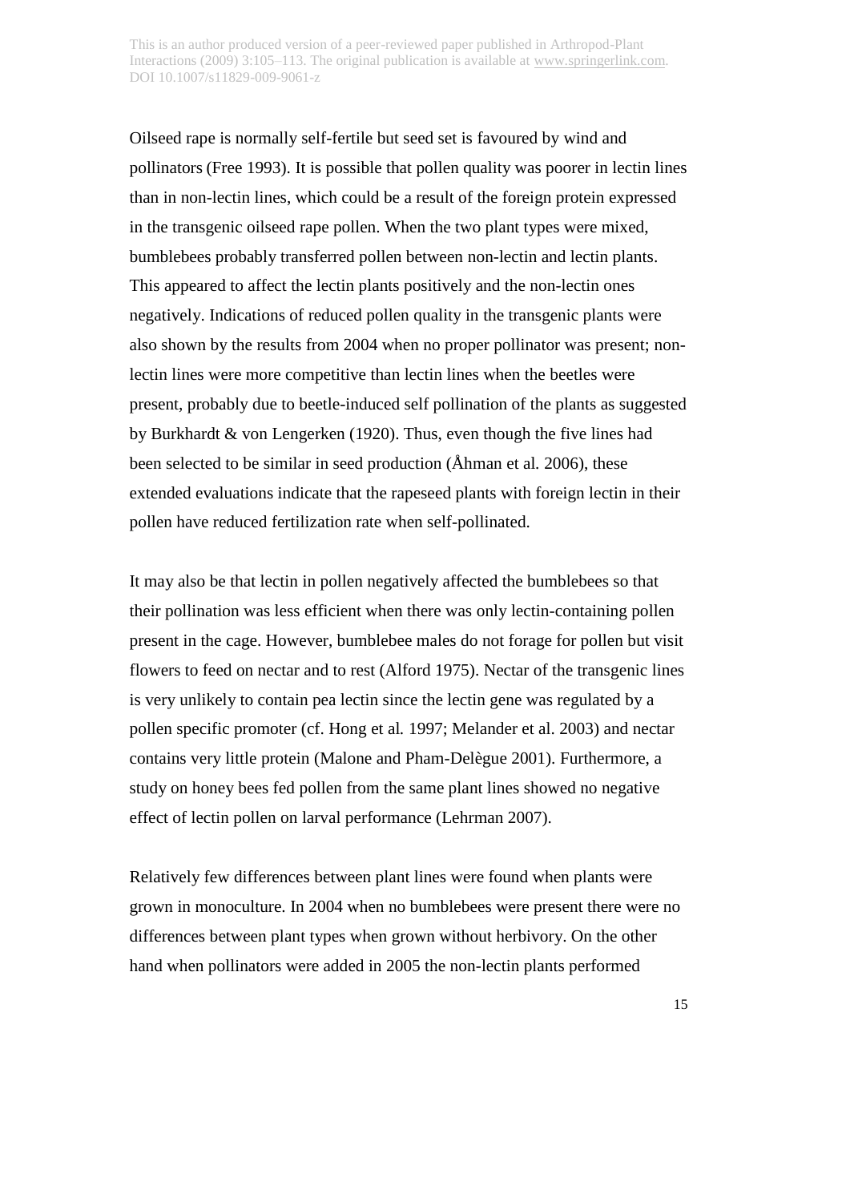Oilseed rape is normally self-fertile but seed set is favoured by wind and pollinators (Free 1993). It is possible that pollen quality was poorer in lectin lines than in non-lectin lines, which could be a result of the foreign protein expressed in the transgenic oilseed rape pollen. When the two plant types were mixed, bumblebees probably transferred pollen between non-lectin and lectin plants. This appeared to affect the lectin plants positively and the non-lectin ones negatively. Indications of reduced pollen quality in the transgenic plants were also shown by the results from 2004 when no proper pollinator was present; non-lectin lines were more competitive than lectin lines when the beetles were present, probably due to beetle-induced self pollination of the plants as suggested by Burkhardt & von Lengerken (1920). Thus, even though the five lines had been selected to be similar in seed production (Åhman et al*.* 2006), these extended evaluations indicate that the rapeseed plants with foreign lectin in their pollen have reduced fertilization rate when self-pollinated.

It may also be that lectin in pollen negatively affected the bumblebees so that their pollination was less efficient when there was only lectin-containing pollen present in the cage. However, bumblebee males do not forage for pollen but visit flowers to feed on nectar and to rest (Alford 1975). Nectar of the transgenic lines is very unlikely to contain pea lectin since the lectin gene was regulated by a pollen specific promoter (cf. Hong et al*.* 1997; Melander et al. 2003) and nectar contains very little protein (Malone and Pham-Delègue 2001). Furthermore, a study on honey bees fed pollen from the same plant lines showed no negative effect of lectin pollen on larval performance (Lehrman 2007).

Relatively few differences between plant lines were found when plants were grown in monoculture. In 2004 when no bumblebees were present there were no differences between plant types when grown without herbivory. On the other hand when pollinators were added in 2005 the non-lectin plants performed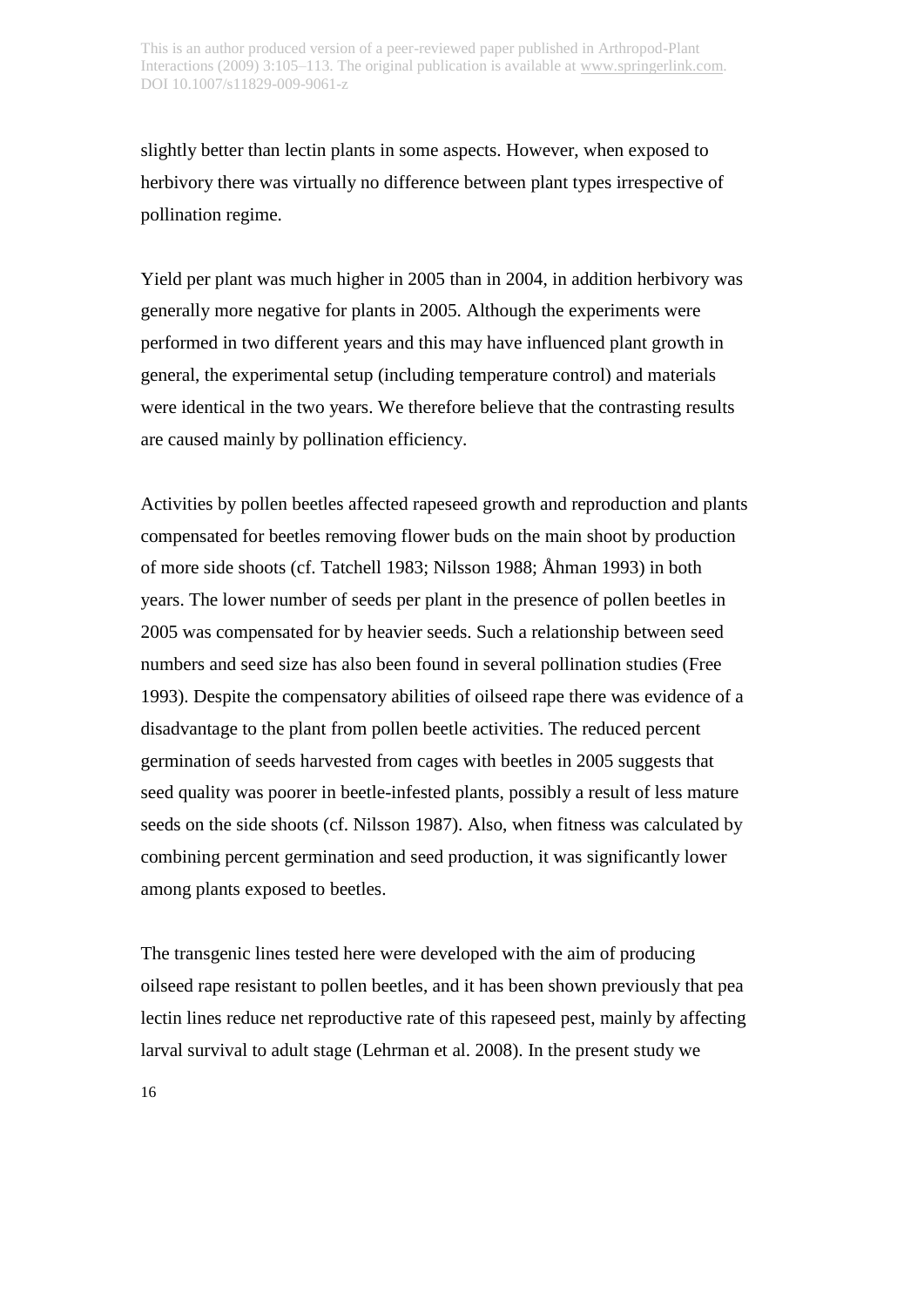slightly better than lectin plants in some aspects. However, when exposed to herbivory there was virtually no difference between plant types irrespective of pollination regime.

Yield per plant was much higher in 2005 than in 2004, in addition herbivory was generally more negative for plants in 2005. Although the experiments were performed in two different years and this may have influenced plant growth in general, the experimental setup (including temperature control) and materials were identical in the two years. We therefore believe that the contrasting results are caused mainly by pollination efficiency.

Activities by pollen beetles affected rapeseed growth and reproduction and plants compensated for beetles removing flower buds on the main shoot by production of more side shoots (cf. Tatchell 1983; Nilsson 1988; Åhman 1993) in both years. The lower number of seeds per plant in the presence of pollen beetles in 2005 was compensated for by heavier seeds. Such a relationship between seed numbers and seed size has also been found in several pollination studies (Free 1993). Despite the compensatory abilities of oilseed rape there was evidence of a disadvantage to the plant from pollen beetle activities. The reduced percent germination of seeds harvested from cages with beetles in 2005 suggests that seed quality was poorer in beetle-infested plants, possibly a result of less mature seeds on the side shoots (cf. Nilsson 1987). Also, when fitness was calculated by combining percent germination and seed production, it was significantly lower among plants exposed to beetles.

The transgenic lines tested here were developed with the aim of producing oilseed rape resistant to pollen beetles, and it has been shown previously that pea lectin lines reduce net reproductive rate of this rapeseed pest, mainly by affecting larval survival to adult stage (Lehrman et al. 2008). In the present study we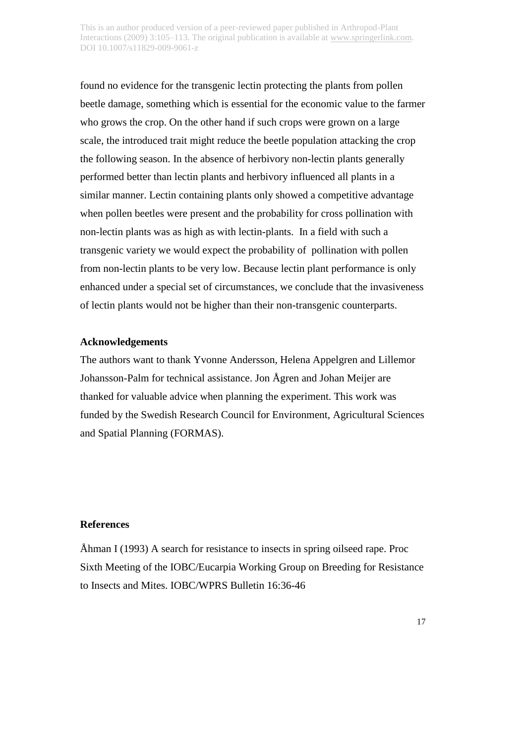found no evidence for the transgenic lectin protecting the plants from pollen beetle damage, something which is essential for the economic value to the farmer who grows the crop. On the other hand if such crops were grown on a large scale, the introduced trait might reduce the beetle population attacking the crop the following season. In the absence of herbivory non-lectin plants generally performed better than lectin plants and herbivory influenced all plants in a similar manner. Lectin containing plants only showed a competitive advantage when pollen beetles were present and the probability for cross pollination with non-lectin plants was as high as with lectin-plants. In a field with such a transgenic variety we would expect the probability of pollination with pollen from non-lectin plants to be very low. Because lectin plant performance is only enhanced under a special set of circumstances, we conclude that the invasiveness of lectin plants would not be higher than their non-transgenic counterparts.

## Acknowledgements

The authors want to thank Yvonne Andersson, Helena Appelgren and Lillemor Johansson-Palm for technical assistance. Jon Ågren and Johan Meijer are thanked for valuable advice when planning the experiment. This work was funded by the Swedish Research Council for Environment, Agricultural Sciences and Spatial Planning (FORMAS).

## References

Åhman I (1993) A search for resistance to insects in spring oilseed rape. Proc Sixth Meeting of the IOBC/Eucarpia Working Group on Breeding for Resistance to Insects and Mites. IOBC/WPRS Bulletin 16:36-46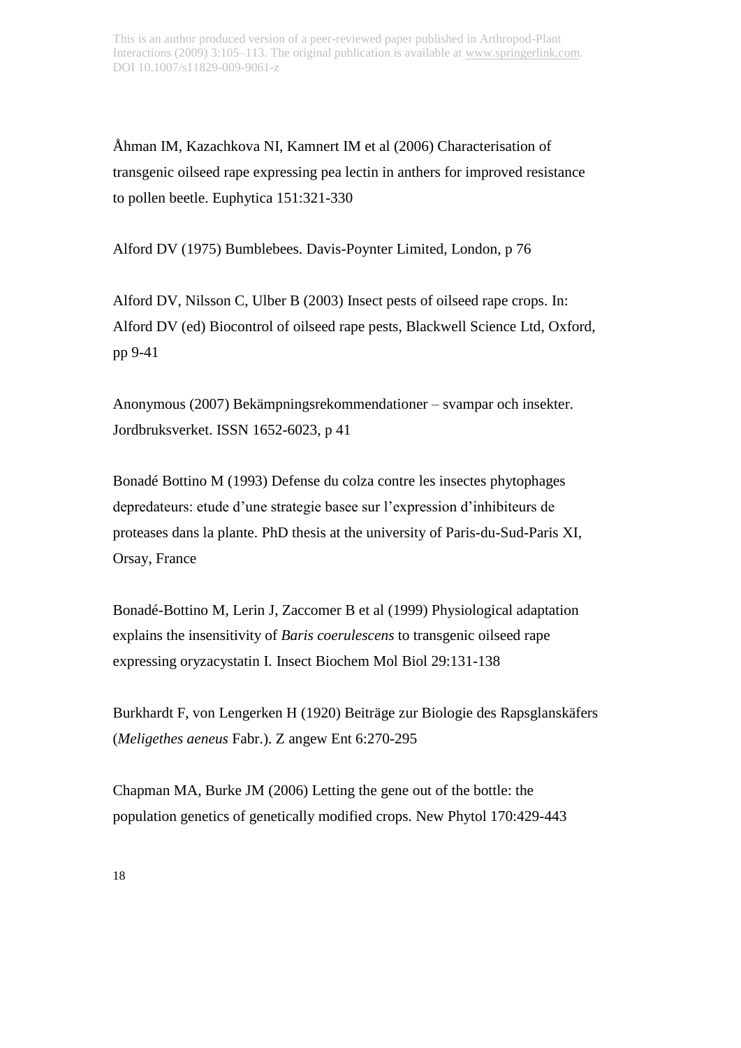Åhman IM, Kazachkova NI, Kamnert IM et al (2006) Characterisation of transgenic oilseed rape expressing pea lectin in anthers for improved resistance to pollen beetle. Euphytica 151:321-330

Alford DV (1975) Bumblebees. Davis-Poynter Limited, London, p 76

Alford DV, Nilsson C, Ulber B (2003) Insect pests of oilseed rape crops. In: Alford DV (ed) Biocontrol of oilseed rape pests, Blackwell Science Ltd, Oxford, pp 9-41

Anonymous (2007) Bekämpningsrekommendationer – svampar och insekter. Jordbruksverket. ISSN 1652-6023, p 41

Bonadé Bottino M (1993) Defense du colza contre les insectes phytophages depredateurs: etude d'une strategie basee sur l'expression d'inhibiteurs de proteases dans la plante. PhD thesis at the university of Paris-du-Sud-Paris XI, Orsay, France

Bonadé-Bottino M, Lerin J, Zaccomer B et al (1999) Physiological adaptation explains the insensitivity of *Baris coerulescens* to transgenic oilseed rape expressing oryzacystatin I. Insect Biochem Mol Biol 29:131-138

Burkhardt F, von Lengerken H (1920) Beiträge zur Biologie des Rapsglanskäfers (*Meligethes aeneus* Fabr.). Z angew Ent 6:270-295

Chapman MA, Burke JM (2006) Letting the gene out of the bottle: the population genetics of genetically modified crops. New Phytol 170:429-443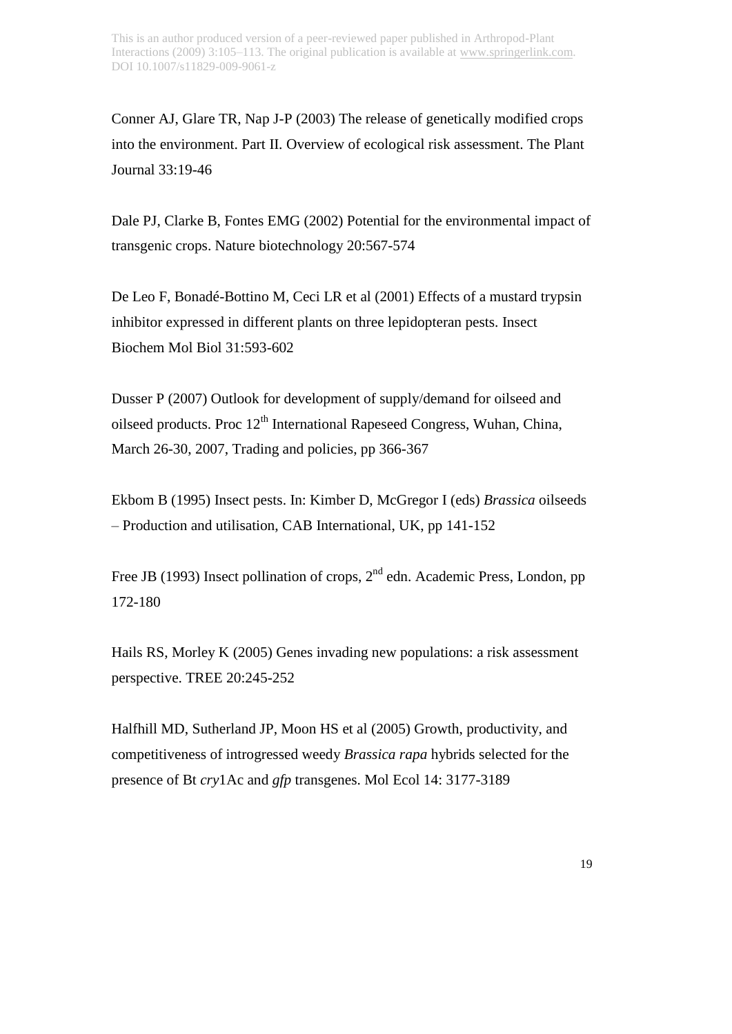Conner AJ, Glare TR, Nap J-P (2003) The release of genetically modified crops into the environment. Part II. Overview of ecological risk assessment. The Plant Journal 33:19-46

Dale PJ, Clarke B, Fontes EMG (2002) Potential for the environmental impact of transgenic crops. Nature biotechnology 20:567-574

De Leo F, Bonadé-Bottino M, Ceci LR et al (2001) Effects of a mustard trypsin inhibitor expressed in different plants on three lepidopteran pests. Insect Biochem Mol Biol 31:593-602

Dusser P (2007) Outlook for development of supply/demand for oilseed and oilseed products. Proc 12th International Rapeseed Congress, Wuhan, China, March 26-30, 2007, Trading and policies, pp 366-367

Ekbom B (1995) Insect pests. In: Kimber D, McGregor I (eds) *Brassica* oilseeds – Production and utilisation, CAB International, UK, pp 141-152

Free JB (1993) Insect pollination of crops, 2nd edn. Academic Press, London, pp 172-180

Hails RS, Morley K (2005) Genes invading new populations: a risk assessment perspective. TREE 20:245-252

Halfhill MD, Sutherland JP, Moon HS et al (2005) Growth, productivity, and competitiveness of introgressed weedy *Brassica rapa* hybrids selected for the presence of Bt *cry*1Ac and *gfp* transgenes. Mol Ecol 14: 3177-3189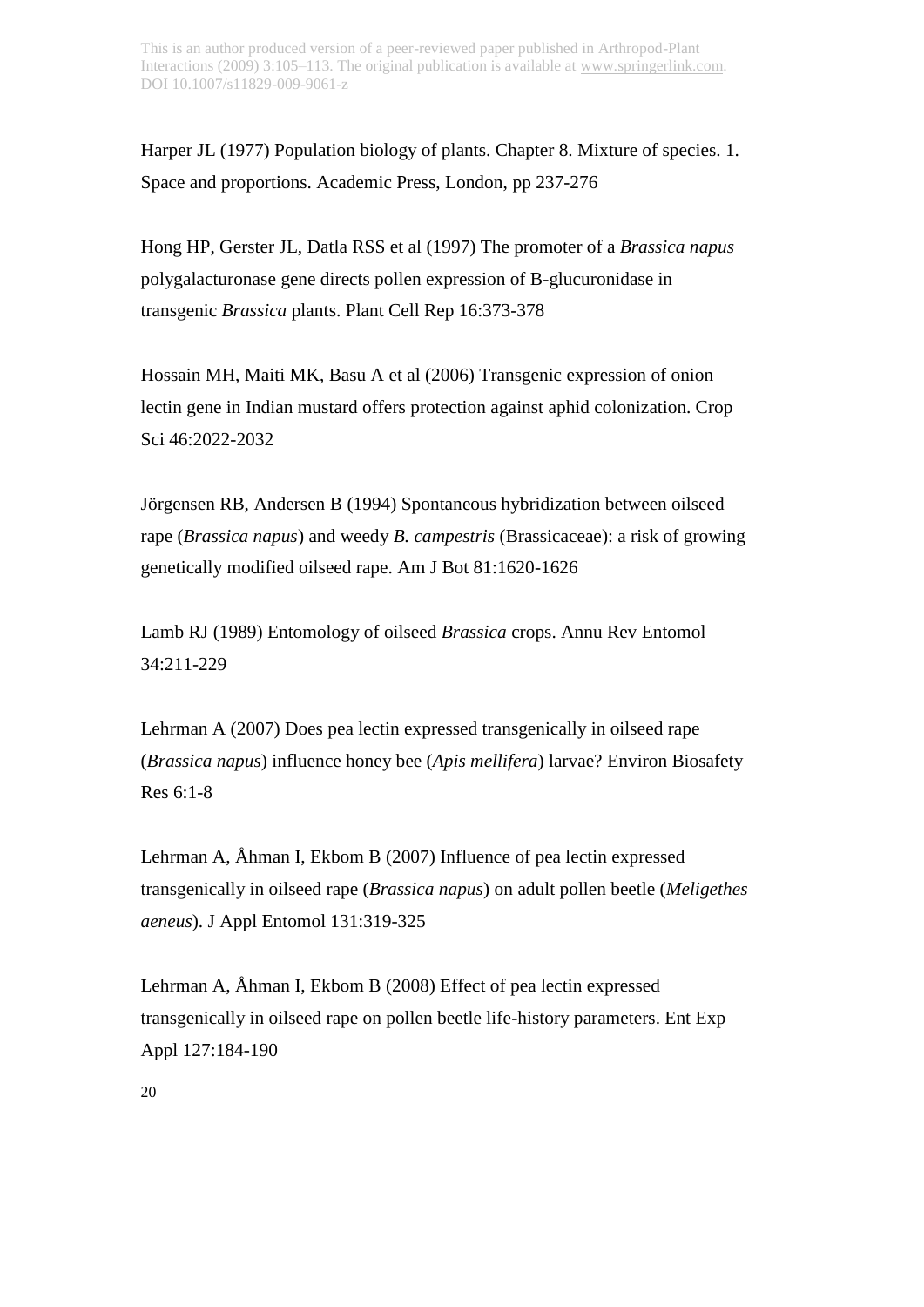Harper JL (1977) Population biology of plants. Chapter 8. Mixture of species. 1. Space and proportions. Academic Press, London, pp 237-276

Hong HP, Gerster JL, Datla RSS et al (1997) The promoter of a *Brassica napus* polygalacturonase gene directs pollen expression of B-glucuronidase in transgenic *Brassica* plants. Plant Cell Rep 16:373-378

Hossain MH, Maiti MK, Basu A et al (2006) Transgenic expression of onion lectin gene in Indian mustard offers protection against aphid colonization. Crop Sci 46:2022-2032

Jörgensen RB, Andersen B (1994) Spontaneous hybridization between oilseed rape (*Brassica napus*) and weedy *B. campestris* (Brassicaceae): a risk of growing genetically modified oilseed rape. Am J Bot 81:1620-1626

Lamb RJ (1989) Entomology of oilseed *Brassica* crops. Annu Rev Entomol 34:211-229

Lehrman A (2007) Does pea lectin expressed transgenically in oilseed rape (*Brassica napus*) influence honey bee (*Apis mellifera*) larvae? Environ Biosafety Res 6:1-8

Lehrman A, Åhman I, Ekbom B (2007) Influence of pea lectin expressed transgenically in oilseed rape (*Brassica napus*) on adult pollen beetle (*Meligethes aeneus*). J Appl Entomol 131:319-325

Lehrman A, Åhman I, Ekbom B (2008) Effect of pea lectin expressed transgenically in oilseed rape on pollen beetle life-history parameters. Ent Exp Appl 127:184-190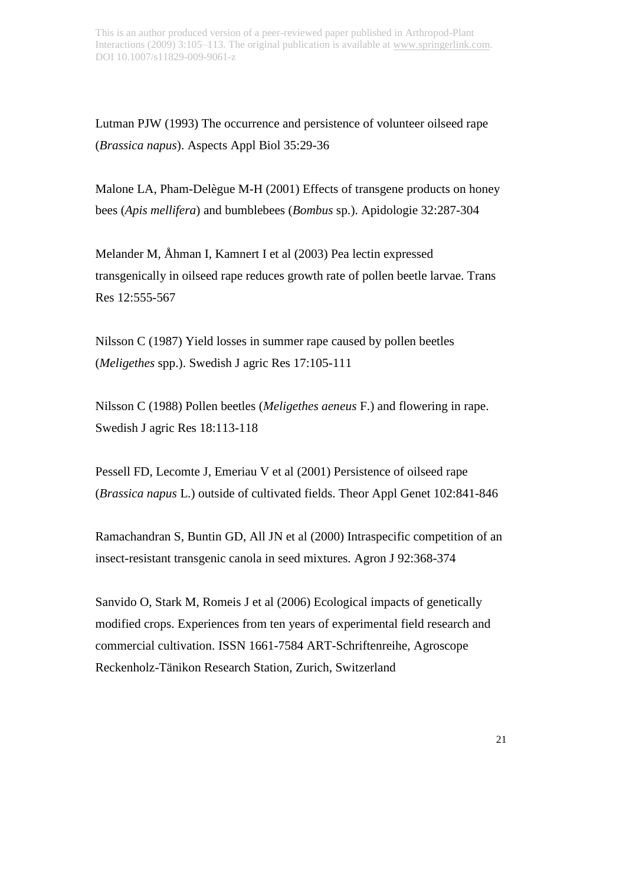Lutman PJW (1993) The occurrence and persistence of volunteer oilseed rape (*Brassica napus*). Aspects Appl Biol 35:29-36

Malone LA, Pham-Delègue M-H (2001) Effects of transgene products on honey bees (*Apis mellifera*) and bumblebees (*Bombus* sp.). Apidologie 32:287-304

Melander M, Åhman I, Kamnert I et al (2003) Pea lectin expressed transgenically in oilseed rape reduces growth rate of pollen beetle larvae. Trans Res 12:555-567

Nilsson C (1987) Yield losses in summer rape caused by pollen beetles (*Meligethes* spp.). Swedish J agric Res 17:105-111

Nilsson C (1988) Pollen beetles (*Meligethes aeneus* F.) and flowering in rape. Swedish J agric Res 18:113-118

Pessell FD, Lecomte J, Emeriau V et al (2001) Persistence of oilseed rape (*Brassica napus* L.) outside of cultivated fields. Theor Appl Genet 102:841-846

Ramachandran S, Buntin GD, All JN et al (2000) Intraspecific competition of an insect-resistant transgenic canola in seed mixtures. Agron J 92:368-374

Sanvido O, Stark M, Romeis J et al (2006) Ecological impacts of genetically modified crops. Experiences from ten years of experimental field research and commercial cultivation. ISSN 1661-7584 ART-Schriftenreihe, Agroscope Reckenholz-Tänikon Research Station, Zurich, Switzerland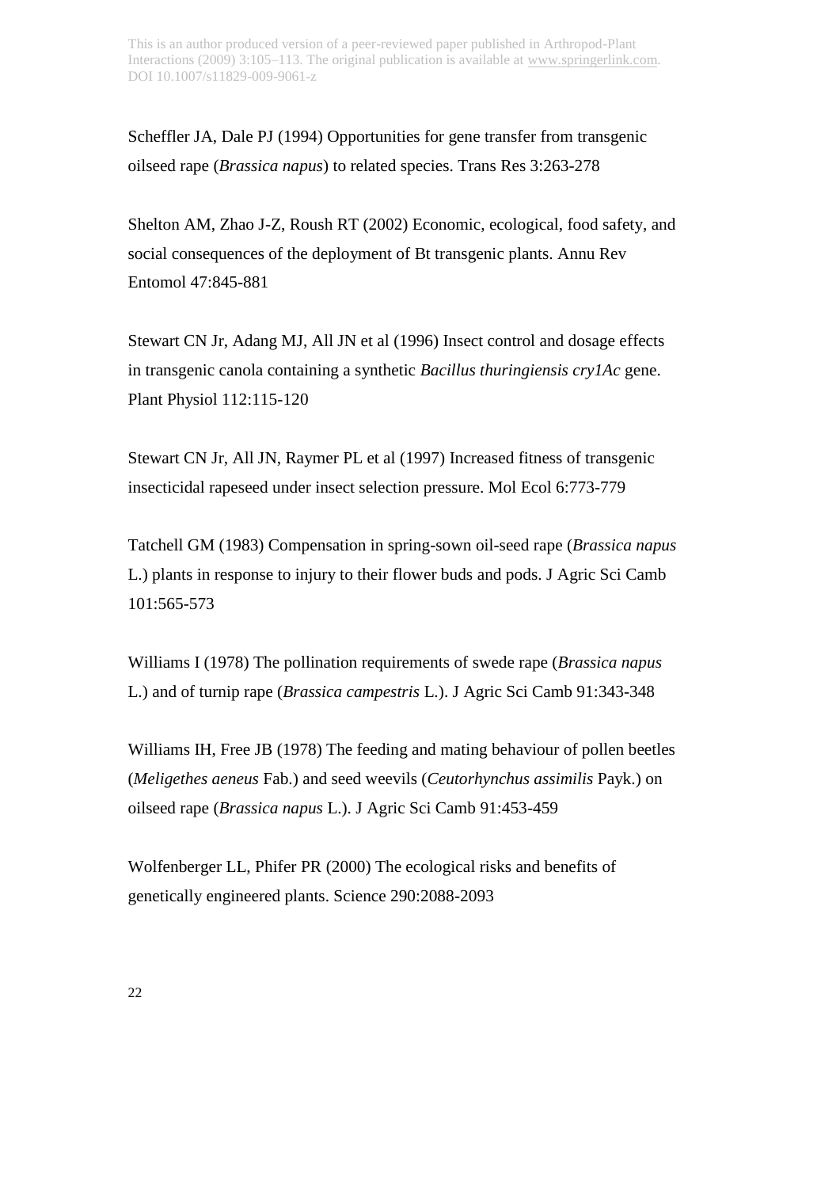Scheffler JA, Dale PJ (1994) Opportunities for gene transfer from transgenic oilseed rape (*Brassica napus*) to related species. Trans Res 3:263-278

Shelton AM, Zhao J-Z, Roush RT (2002) Economic, ecological, food safety, and social consequences of the deployment of Bt transgenic plants. Annu Rev Entomol 47:845-881

Stewart CN Jr, Adang MJ, All JN et al (1996) Insect control and dosage effects in transgenic canola containing a synthetic *Bacillus thuringiensis cry1Ac* gene. Plant Physiol 112:115-120

Stewart CN Jr, All JN, Raymer PL et al (1997) Increased fitness of transgenic insecticidal rapeseed under insect selection pressure. Mol Ecol 6:773-779

Tatchell GM (1983) Compensation in spring-sown oil-seed rape (*Brassica napus* L.) plants in response to injury to their flower buds and pods. J Agric Sci Camb 101:565-573

Williams I (1978) The pollination requirements of swede rape (*Brassica napus* L.) and of turnip rape (*Brassica campestris* L.). J Agric Sci Camb 91:343-348

Williams IH, Free JB (1978) The feeding and mating behaviour of pollen beetles (*Meligethes aeneus* Fab.) and seed weevils (*Ceutorhynchus assimilis* Payk.) on oilseed rape (*Brassica napus* L.). J Agric Sci Camb 91:453-459

Wolfenberger LL, Phifer PR (2000) The ecological risks and benefits of genetically engineered plants. Science 290:2088-2093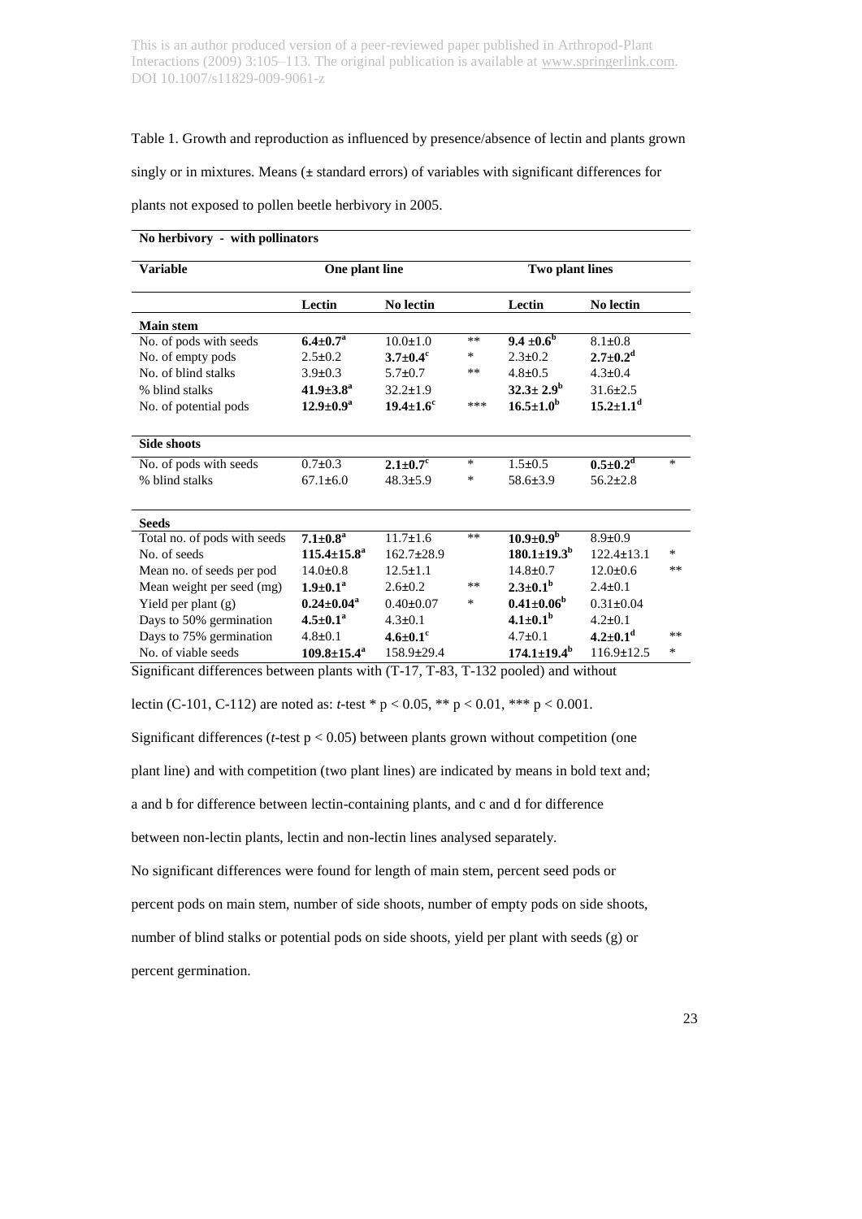This is an author produced version of a peer-reviewed paper published in Arthropod-Plant Interactions (2009) 3:105–113. The original publication is available at www.springerlink.com. DOI 10.1007/s11829-009-9061-z

Table 1. Growth and reproduction as influenced by presence/absence of lectin and plants grown singly or in mixtures. Means (± standard errors) of variables with significant differences for plants not exposed to pollen beetle herbivory in 2005.

**No herbivory - with pollinators**

| Variable | One plant line | | | Two plant lines | | |
|---|---|---|---|---|---|---|
| | Lectin | No lectin | | Lectin | No lectin | |
| **Main stem** | | | | | | |
| No. of pods with seeds | **6.4±0.7[a]** | 10.0±1.0 | ** | **9.4 ±0.6[b]** | 8.1±0.8 | |
| No. of empty pods | 2.5±0.2 | **3.7±0.4[c]** | * | 2.3±0.2 | **2.7±0.2[d]** | |
| No. of blind stalks | 3.9±0.3 | 5.7±0.7 | ** | 4.8±0.5 | 4.3±0.4 | |
| % blind stalks | **41.9±3.8[a]** | 32.2±1.9 | | **32.3± 2.9[b]** | 31.6±2.5 | |
| No. of potential pods | **12.9±0.9[a]** | **19.4±1.6[c]** | *** | **16.5±1.0[b]** | **15.2±1.1[d]** | |
| **Side shoots** | | | | | | |
| No. of pods with seeds | 0.7±0.3 | **2.1±0.7[c]** | * | 1.5±0.5 | **0.5±0.2[d]** | * |
| % blind stalks | 67.1±6.0 | 48.3±5.9 | * | 58.6±3.9 | 56.2±2.8 | |
| **Seeds** | | | | | | |
| Total no. of pods with seeds | **7.1±0.8[a]** | 11.7±1.6 | ** | **10.9±0.9[b]** | 8.9±0.9 | |
| No. of seeds | **115.4±15.8[a]** | 162.7±28.9 | | **180.1±19.3[b]** | 122.4±13.1 | * |
| Mean no. of seeds per pod | 14.0±0.8 | 12.5±1.1 | | 14.8±0.7 | 12.0±0.6 | ** |
| Mean weight per seed (mg) | **1.9±0.1[a]** | 2.6±0.2 | ** | **2.3±0.1[b]** | 2.4±0.1 | |
| Yield per plant (g) | **0.24±0.04[a]** | 0.40±0.07 | * | **0.41±0.06[b]** | 0.31±0.04 | |
| Days to 50% germination | **4.5±0.1[a]** | 4.3±0.1 | | **4.1±0.1[b]** | 4.2±0.1 | |
| Days to 75% germination | 4.8±0.1 | **4.6±0.1[c]** | | 4.7±0.1 | **4.2±0.1[d]** | ** |
| No. of viable seeds | **109.8±15.4[a]** | 158.9±29.4 | | **174.1±19.4[b]** | 116.9±12.5 | * |

Significant differences between plants with (T-17, T-83, T-132 pooled) and without lectin (C-101, C-112) are noted as: *t*-test * $p < 0.05$, ** $p < 0.01$, *** $p < 0.001$.

Significant differences (*t*-test $p < 0.05$) between plants grown without competition (one plant line) and with competition (two plant lines) are indicated by means in bold text and; a and b for difference between lectin-containing plants, and c and d for difference between non-lectin plants, lectin and non-lectin lines analysed separately.

No significant differences were found for length of main stem, percent seed pods or percent pods on main stem, number of side shoots, number of empty pods on side shoots, number of blind stalks or potential pods on side shoots, yield per plant with seeds (g) or percent germination.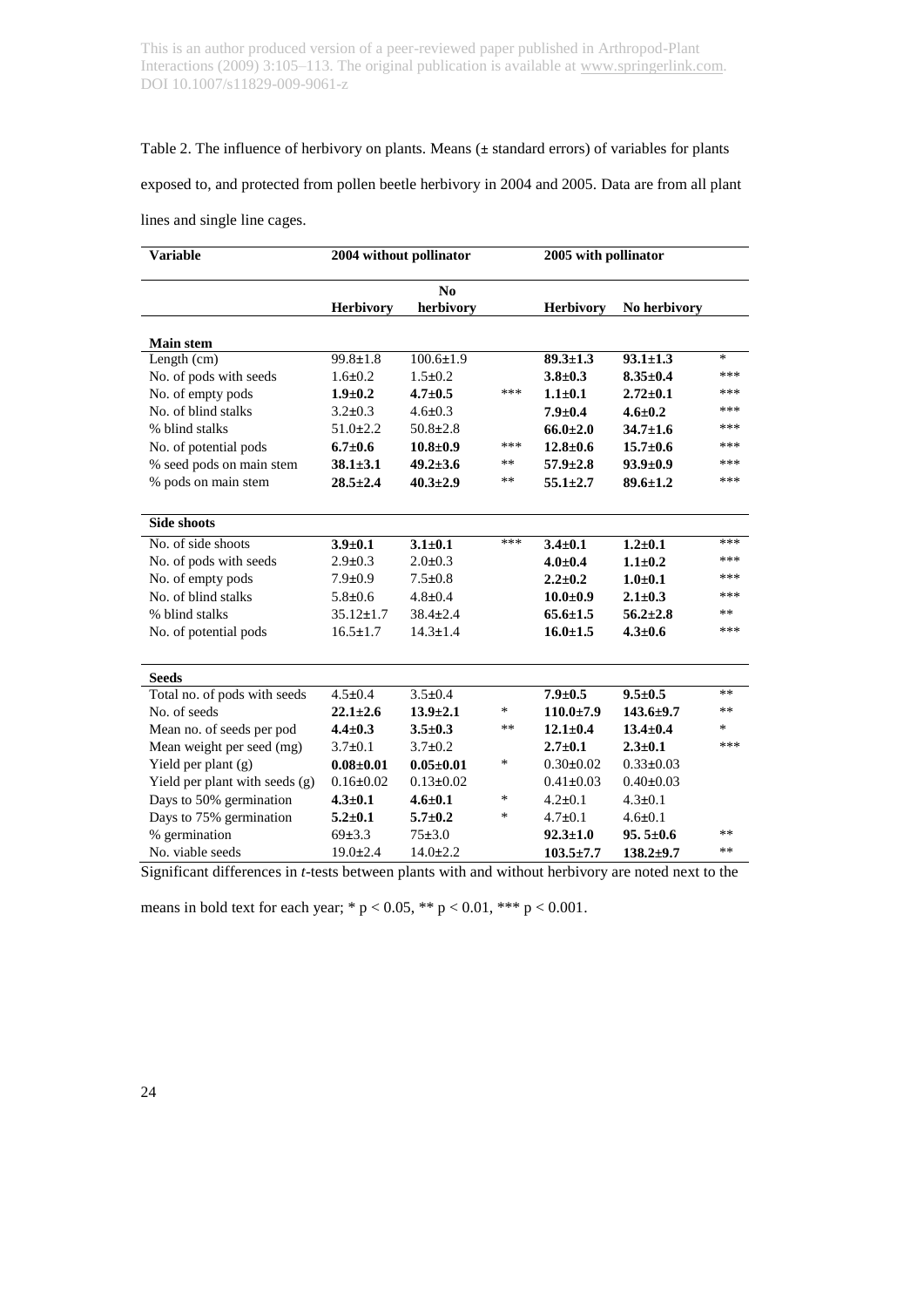Table 2. The influence of herbivory on plants. Means (± standard errors) of variables for plants exposed to, and protected from pollen beetle herbivory in 2004 and 2005. Data are from all plant lines and single line cages.

| Variable | 2004 without pollinator | | | 2005 with pollinator | | |
|---|---|---|---|---|---|---|
| | Herbivory | No herbivory | | Herbivory | No herbivory | |
| **Main stem** | | | | | | |
| Length (cm) | 99.8±1.8 | 100.6±1.9 | | **89.3±1.3** | **93.1±1.3** | * |
| No. of pods with seeds | 1.6±0.2 | 1.5±0.2 | | **3.8±0.3** | **8.35±0.4** | *** |
| No. of empty pods | **1.9±0.2** | **4.7±0.5** | *** | **1.1±0.1** | **2.72±0.1** | *** |
| No. of blind stalks | 3.2±0.3 | 4.6±0.3 | | **7.9±0.4** | **4.6±0.2** | *** |
| % blind stalks | 51.0±2.2 | 50.8±2.8 | | **66.0±2.0** | **34.7±1.6** | *** |
| No. of potential pods | **6.7±0.6** | **10.8±0.9** | *** | **12.8±0.6** | **15.7±0.6** | *** |
| % seed pods on main stem | **38.1±3.1** | **49.2±3.6** | ** | **57.9±2.8** | **93.9±0.9** | *** |
| % pods on main stem | **28.5±2.4** | **40.3±2.9** | ** | **55.1±2.7** | **89.6±1.2** | *** |
| **Side shoots** | | | | | | |
| No. of side shoots | **3.9±0.1** | **3.1±0.1** | *** | **3.4±0.1** | **1.2±0.1** | *** |
| No. of pods with seeds | 2.9±0.3 | 2.0±0.3 | | **4.0±0.4** | **1.1±0.2** | *** |
| No. of empty pods | 7.9±0.9 | 7.5±0.8 | | **2.2±0.2** | **1.0±0.1** | *** |
| No. of blind stalks | 5.8±0.6 | 4.8±0.4 | | **10.0±0.9** | **2.1±0.3** | *** |
| % blind stalks | 35.12±1.7 | 38.4±2.4 | | **65.6±1.5** | **56.2±2.8** | ** |
| No. of potential pods | 16.5±1.7 | 14.3±1.4 | | **16.0±1.5** | **4.3±0.6** | *** |
| **Seeds** | | | | | | |
| Total no. of pods with seeds | 4.5±0.4 | 3.5±0.4 | | **7.9±0.5** | **9.5±0.5** | ** |
| No. of seeds | **22.1±2.6** | **13.9±2.1** | * | **110.0±7.9** | **143.6±9.7** | ** |
| Mean no. of seeds per pod | **4.4±0.3** | **3.5±0.3** | ** | **12.1±0.4** | **13.4±0.4** | * |
| Mean weight per seed (mg) | 3.7±0.1 | 3.7±0.2 | | **2.7±0.1** | **2.3±0.1** | *** |
| Yield per plant (g) | **0.08±0.01** | **0.05±0.01** | * | 0.30±0.02 | 0.33±0.03 | |
| Yield per plant with seeds (g) | 0.16±0.02 | 0.13±0.02 | | 0.41±0.03 | 0.40±0.03 | |
| Days to 50% germination | **4.3±0.1** | **4.6±0.1** | * | 4.2±0.1 | 4.3±0.1 | |
| Days to 75% germination | **5.2±0.1** | **5.7±0.2** | * | 4.7±0.1 | 4.6±0.1 | |
| % germination | 69±3.3 | 75±3.0 | | **92.3±1.0** | **95. 5±0.6** | ** |
| No. viable seeds | 19.0±2.4 | 14.0±2.2 | | **103.5±7.7** | **138.2±9.7** | ** |

Significant differences in *t*-tests between plants with and without herbivory are noted next to the means in bold text for each year; * $p < 0.05$, ** $p < 0.01$, *** $p < 0.001$.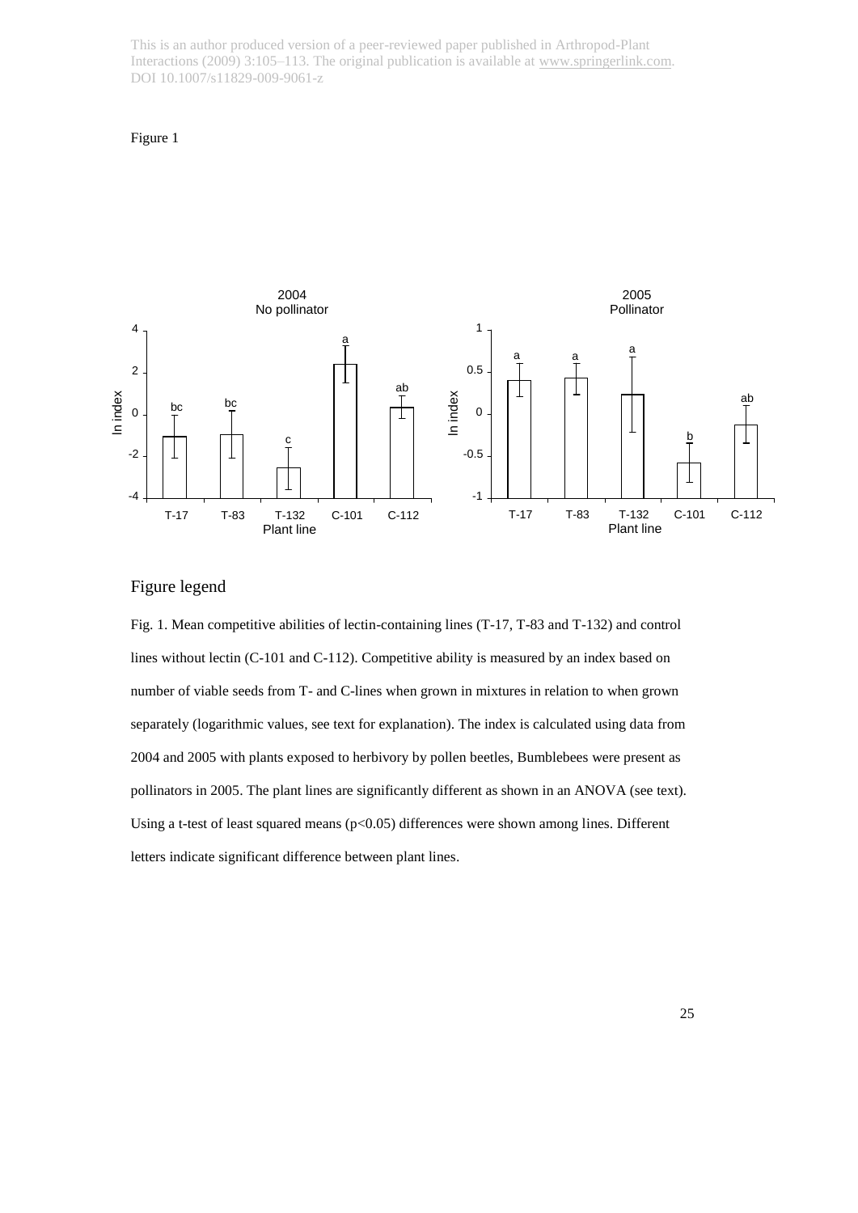This is an author produced version of a peer-reviewed paper published in Arthropod-Plant Interactions (2009) 3:105–113. The original publication is available at www.springerlink.com. DOI 10.1007/s11829-009-9061-z

Figure 1

2004
No pollinator

4
2
0
-2
-4

ln index

bc bc c a ab

T-17 T-83 T-132 C-101 C-112
Plant line

2005
Pollinator

1
0.5
0
-0.5
-1

ln index

a a a b ab

T-17 T-83 T-132 C-101 C-112
Plant line

## Figure legend

Fig. 1. Mean competitive abilities of lectin-containing lines (T-17, T-83 and T-132) and control lines without lectin (C-101 and C-112). Competitive ability is measured by an index based on number of viable seeds from T- and C-lines when grown in mixtures in relation to when grown separately (logarithmic values, see text for explanation). The index is calculated using data from 2004 and 2005 with plants exposed to herbivory by pollen beetles, Bumblebees were present as pollinators in 2005. The plant lines are significantly different as shown in an ANOVA (see text). Using a t-test of least squared means ($p<0.05$) differences were shown among lines. Different letters indicate significant difference between plant lines.